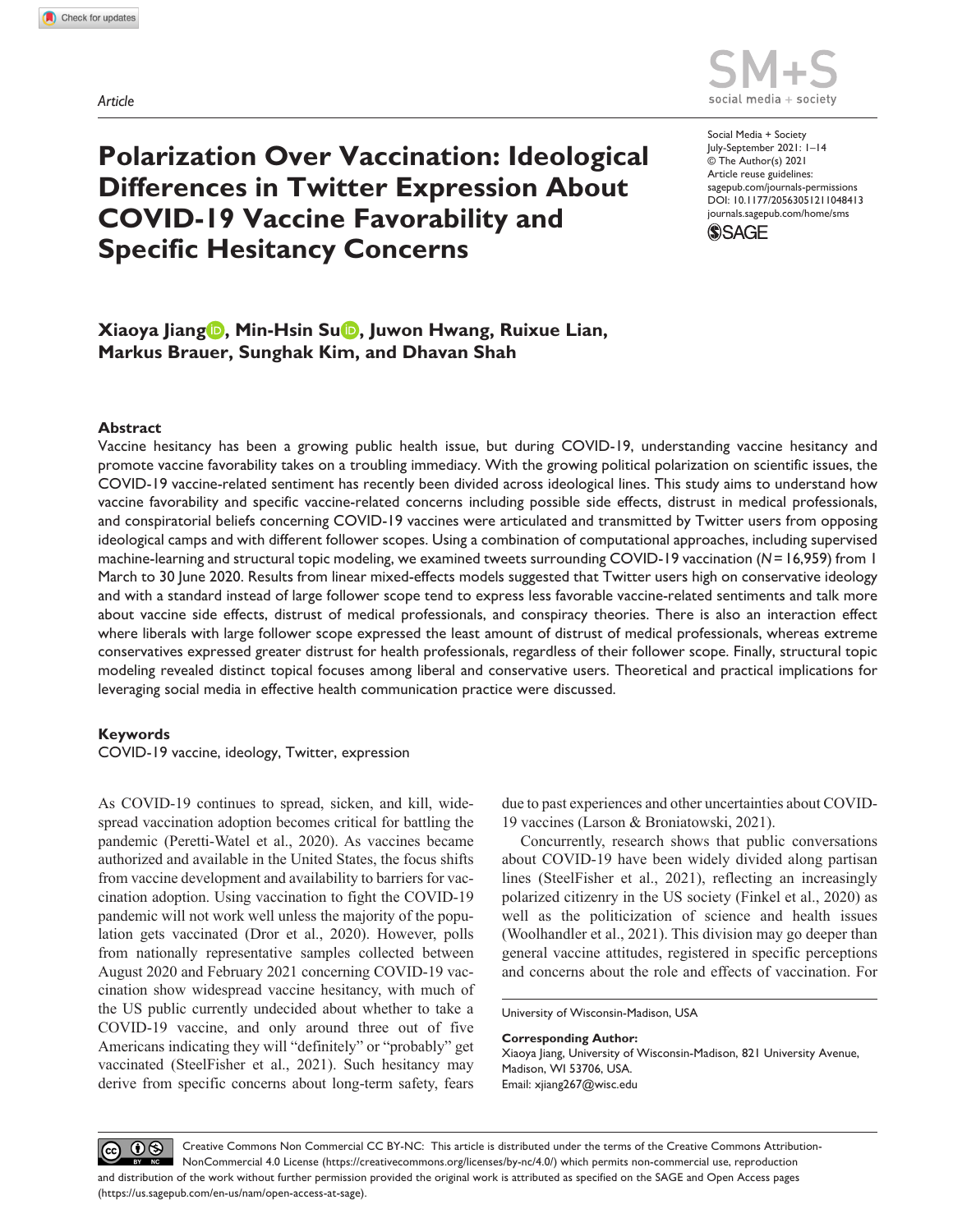Article

# Polarization Over Vaccination: Ideological Differences in Twitter Expression About COVID-19 Vaccine Favorability and Specific Hesitancy Concerns

Social Media + Society
July-September 2021: 1–14
© The Author(s) 2021
Article reuse guidelines:
sagepub.com/journals-permissions
DOI: 10.1177/20563051211048413
journals.sagepub.com/home/sms

**Xiaoya Jiang, Min-Hsin Su, Juwon Hwang, Ruixue Lian, Markus Brauer, Sunghak Kim, and Dhavan Shah**

## Abstract

Vaccine hesitancy has been a growing public health issue, but during COVID-19, understanding vaccine hesitancy and promote vaccine favorability takes on a troubling immediacy. With the growing political polarization on scientific issues, the COVID-19 vaccine-related sentiment has recently been divided across ideological lines. This study aims to understand how vaccine favorability and specific vaccine-related concerns including possible side effects, distrust in medical professionals, and conspiratorial beliefs concerning COVID-19 vaccines were articulated and transmitted by Twitter users from opposing ideological camps and with different follower scopes. Using a combination of computational approaches, including supervised machine-learning and structural topic modeling, we examined tweets surrounding COVID-19 vaccination ($N = 16,959$) from 1 March to 30 June 2020. Results from linear mixed-effects models suggested that Twitter users high on conservative ideology and with a standard instead of large follower scope tend to express less favorable vaccine-related sentiments and talk more about vaccine side effects, distrust of medical professionals, and conspiracy theories. There is also an interaction effect where liberals with large follower scope expressed the least amount of distrust of medical professionals, whereas extreme conservatives expressed greater distrust for health professionals, regardless of their follower scope. Finally, structural topic modeling revealed distinct topical focuses among liberal and conservative users. Theoretical and practical implications for leveraging social media in effective health communication practice were discussed.

## Keywords

COVID-19 vaccine, ideology, Twitter, expression

As COVID-19 continues to spread, sicken, and kill, widespread vaccination adoption becomes critical for battling the pandemic (Peretti-Watel et al., 2020). As vaccines became authorized and available in the United States, the focus shifts from vaccine development and availability to barriers for vaccination adoption. Using vaccination to fight the COVID-19 pandemic will not work well unless the majority of the population gets vaccinated (Dror et al., 2020). However, polls from nationally representative samples collected between August 2020 and February 2021 concerning COVID-19 vaccination show widespread vaccine hesitancy, with much of the US public currently undecided about whether to take a COVID-19 vaccine, and only around three out of five Americans indicating they will "definitely" or "probably" get vaccinated (SteelFisher et al., 2021). Such hesitancy may derive from specific concerns about long-term safety, fears due to past experiences and other uncertainties about COVID-19 vaccines (Larson & Broniatowski, 2021).

Concurrently, research shows that public conversations about COVID-19 have been widely divided along partisan lines (SteelFisher et al., 2021), reflecting an increasingly polarized citizenry in the US society (Finkel et al., 2020) as well as the politicization of science and health issues (Woolhandler et al., 2021). This division may go deeper than general vaccine attitudes, registered in specific perceptions and concerns about the role and effects of vaccination. For

University of Wisconsin-Madison, USA

**Corresponding Author:**
Xiaoya Jiang, University of Wisconsin-Madison, 821 University Avenue, Madison, WI 53706, USA.
Email: xjiang267@wisc.edu

Creative Commons Non Commercial CC BY-NC: This article is distributed under the terms of the Creative Commons Attribution-NonCommercial 4.0 License (https://creativecommons.org/licenses/by-nc/4.0/) which permits non-commercial use, reproduction and distribution of the work without further permission provided the original work is attributed as specified on the SAGE and Open Access pages (https://us.sagepub.com/en-us/nam/open-access-at-sage).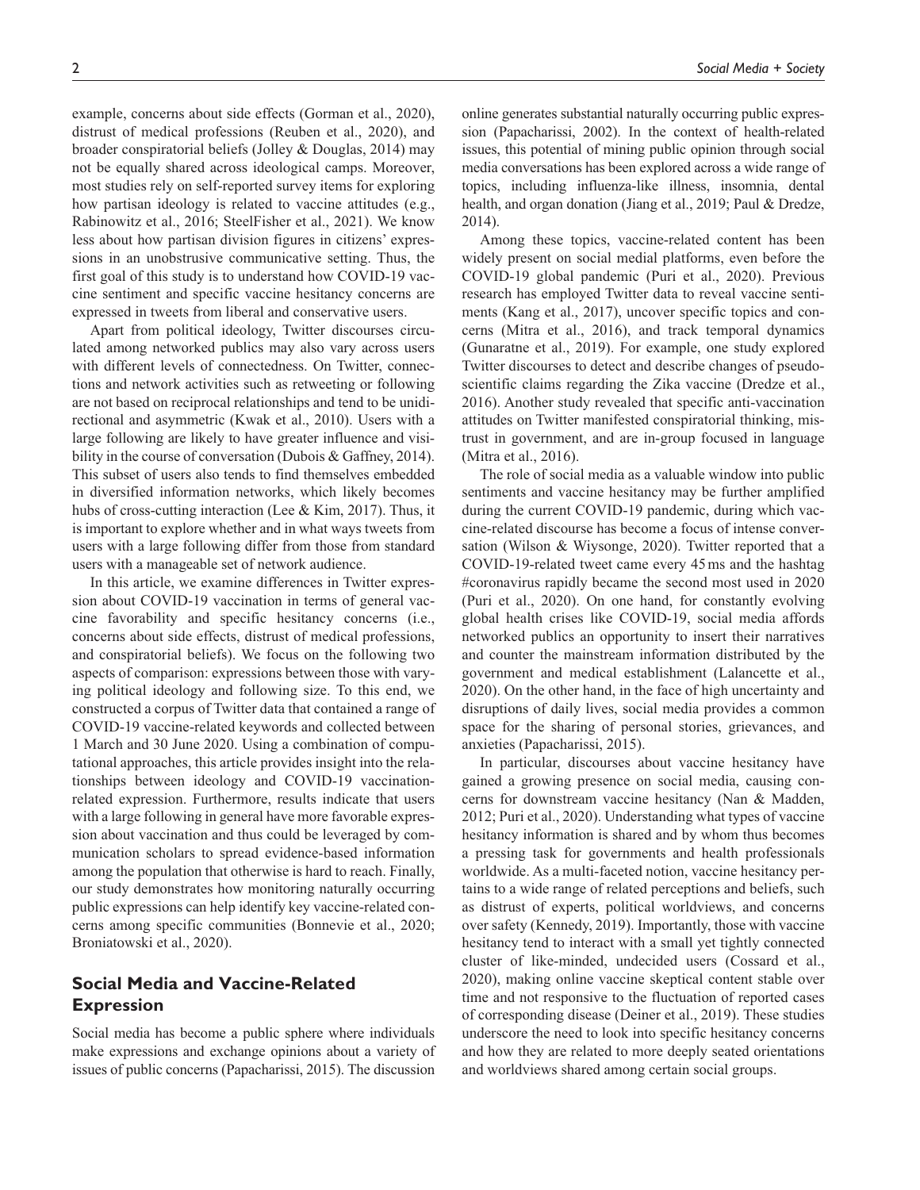example, concerns about side effects (Gorman et al., 2020), distrust of medical professions (Reuben et al., 2020), and broader conspiratorial beliefs (Jolley & Douglas, 2014) may not be equally shared across ideological camps. Moreover, most studies rely on self-reported survey items for exploring how partisan ideology is related to vaccine attitudes (e.g., Rabinowitz et al., 2016; SteelFisher et al., 2021). We know less about how partisan division figures in citizens' expressions in an unobstrusive communicative setting. Thus, the first goal of this study is to understand how COVID-19 vaccine sentiment and specific vaccine hesitancy concerns are expressed in tweets from liberal and conservative users.

Apart from political ideology, Twitter discourses circulated among networked publics may also vary across users with different levels of connectedness. On Twitter, connections and network activities such as retweeting or following are not based on reciprocal relationships and tend to be unidirectional and asymmetric (Kwak et al., 2010). Users with a large following are likely to have greater influence and visibility in the course of conversation (Dubois & Gaffney, 2014). This subset of users also tends to find themselves embedded in diversified information networks, which likely becomes hubs of cross-cutting interaction (Lee & Kim, 2017). Thus, it is important to explore whether and in what ways tweets from users with a large following differ from those from standard users with a manageable set of network audience.

In this article, we examine differences in Twitter expression about COVID-19 vaccination in terms of general vaccine favorability and specific hesitancy concerns (i.e., concerns about side effects, distrust of medical professions, and conspiratorial beliefs). We focus on the following two aspects of comparison: expressions between those with varying political ideology and following size. To this end, we constructed a corpus of Twitter data that contained a range of COVID-19 vaccine-related keywords and collected between 1 March and 30 June 2020. Using a combination of computational approaches, this article provides insight into the relationships between ideology and COVID-19 vaccination-related expression. Furthermore, results indicate that users with a large following in general have more favorable expression about vaccination and thus could be leveraged by communication scholars to spread evidence-based information among the population that otherwise is hard to reach. Finally, our study demonstrates how monitoring naturally occurring public expressions can help identify key vaccine-related concerns among specific communities (Bonnevie et al., 2020; Broniatowski et al., 2020).

## Social Media and Vaccine-Related Expression

Social media has become a public sphere where individuals make expressions and exchange opinions about a variety of issues of public concerns (Papacharissi, 2015). The discussion online generates substantial naturally occurring public expression (Papacharissi, 2002). In the context of health-related issues, this potential of mining public opinion through social media conversations has been explored across a wide range of topics, including influenza-like illness, insomnia, dental health, and organ donation (Jiang et al., 2019; Paul & Dredze, 2014).

Among these topics, vaccine-related content has been widely present on social medial platforms, even before the COVID-19 global pandemic (Puri et al., 2020). Previous research has employed Twitter data to reveal vaccine sentiments (Kang et al., 2017), uncover specific topics and concerns (Mitra et al., 2016), and track temporal dynamics (Gunaratne et al., 2019). For example, one study explored Twitter discourses to detect and describe changes of pseudoscientific claims regarding the Zika vaccine (Dredze et al., 2016). Another study revealed that specific anti-vaccination attitudes on Twitter manifested conspiratorial thinking, mistrust in government, and are in-group focused in language (Mitra et al., 2016).

The role of social media as a valuable window into public sentiments and vaccine hesitancy may be further amplified during the current COVID-19 pandemic, during which vaccine-related discourse has become a focus of intense conversation (Wilson & Wiysonge, 2020). Twitter reported that a COVID-19-related tweet came every 45 ms and the hashtag #coronavirus rapidly became the second most used in 2020 (Puri et al., 2020). On one hand, for constantly evolving global health crises like COVID-19, social media affords networked publics an opportunity to insert their narratives and counter the mainstream information distributed by the government and medical establishment (Lalancette et al., 2020). On the other hand, in the face of high uncertainty and disruptions of daily lives, social media provides a common space for the sharing of personal stories, grievances, and anxieties (Papacharissi, 2015).

In particular, discourses about vaccine hesitancy have gained a growing presence on social media, causing concerns for downstream vaccine hesitancy (Nan & Madden, 2012; Puri et al., 2020). Understanding what types of vaccine hesitancy information is shared and by whom thus becomes a pressing task for governments and health professionals worldwide. As a multi-faceted notion, vaccine hesitancy pertains to a wide range of related perceptions and beliefs, such as distrust of experts, political worldviews, and concerns over safety (Kennedy, 2019). Importantly, those with vaccine hesitancy tend to interact with a small yet tightly connected cluster of like-minded, undecided users (Cossard et al., 2020), making online vaccine skeptical content stable over time and not responsive to the fluctuation of reported cases of corresponding disease (Deiner et al., 2019). These studies underscore the need to look into specific hesitancy concerns and how they are related to more deeply seated orientations and worldviews shared among certain social groups.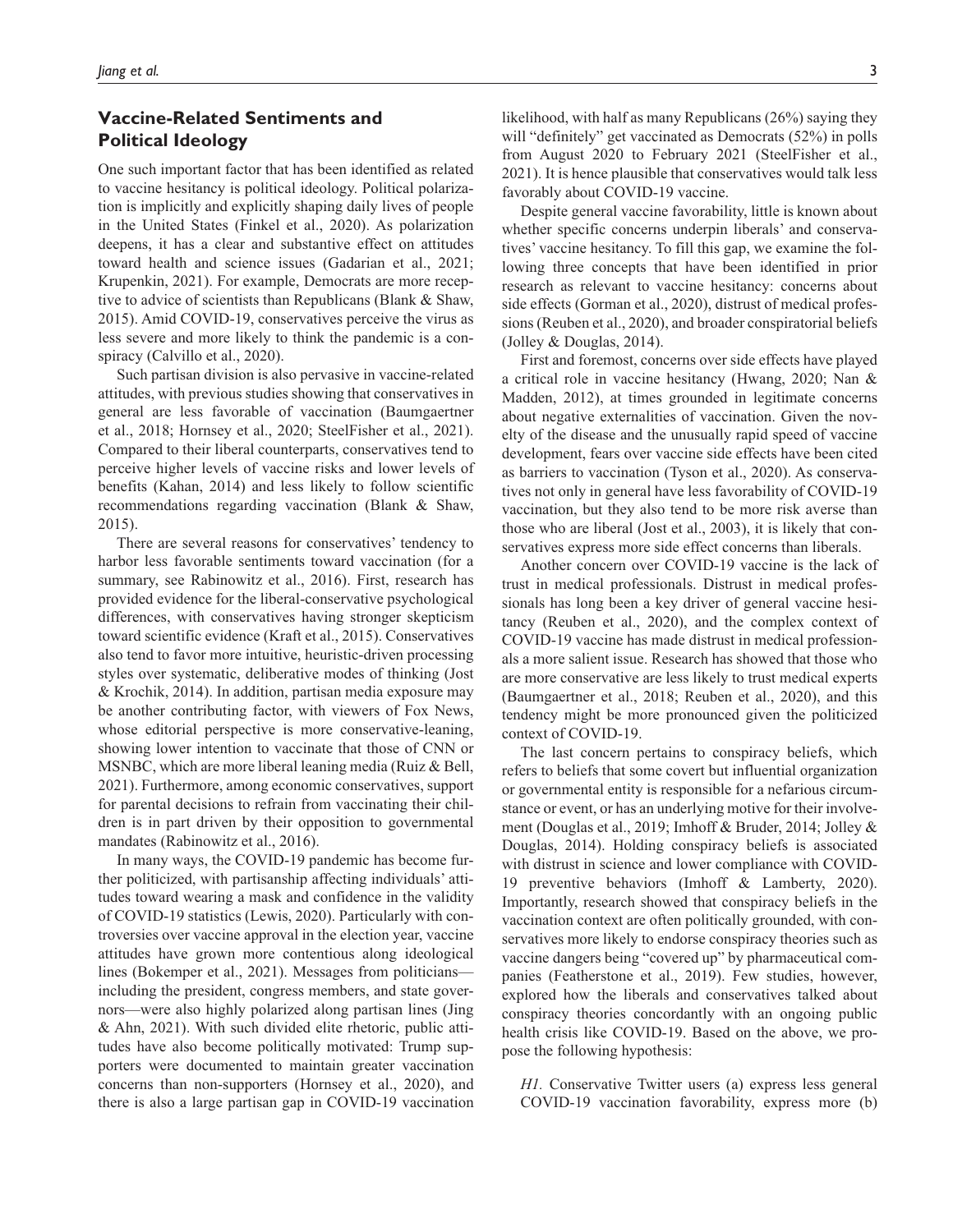## Vaccine-Related Sentiments and Political Ideology

One such important factor that has been identified as related to vaccine hesitancy is political ideology. Political polarization is implicitly and explicitly shaping daily lives of people in the United States (Finkel et al., 2020). As polarization deepens, it has a clear and substantive effect on attitudes toward health and science issues (Gadarian et al., 2021; Krupenkin, 2021). For example, Democrats are more receptive to advice of scientists than Republicans (Blank & Shaw, 2015). Amid COVID-19, conservatives perceive the virus as less severe and more likely to think the pandemic is a conspiracy (Calvillo et al., 2020).

Such partisan division is also pervasive in vaccine-related attitudes, with previous studies showing that conservatives in general are less favorable of vaccination (Baumgaertner et al., 2018; Hornsey et al., 2020; SteelFisher et al., 2021). Compared to their liberal counterparts, conservatives tend to perceive higher levels of vaccine risks and lower levels of benefits (Kahan, 2014) and less likely to follow scientific recommendations regarding vaccination (Blank & Shaw, 2015).

There are several reasons for conservatives' tendency to harbor less favorable sentiments toward vaccination (for a summary, see Rabinowitz et al., 2016). First, research has provided evidence for the liberal-conservative psychological differences, with conservatives having stronger skepticism toward scientific evidence (Kraft et al., 2015). Conservatives also tend to favor more intuitive, heuristic-driven processing styles over systematic, deliberative modes of thinking (Jost & Krochik, 2014). In addition, partisan media exposure may be another contributing factor, with viewers of Fox News, whose editorial perspective is more conservative-leaning, showing lower intention to vaccinate that those of CNN or MSNBC, which are more liberal leaning media (Ruiz & Bell, 2021). Furthermore, among economic conservatives, support for parental decisions to refrain from vaccinating their children is in part driven by their opposition to governmental mandates (Rabinowitz et al., 2016).

In many ways, the COVID-19 pandemic has become further politicized, with partisanship affecting individuals' attitudes toward wearing a mask and confidence in the validity of COVID-19 statistics (Lewis, 2020). Particularly with controversies over vaccine approval in the election year, vaccine attitudes have grown more contentious along ideological lines (Bokemper et al., 2021). Messages from politicians—including the president, congress members, and state governors—were also highly polarized along partisan lines (Jing & Ahn, 2021). With such divided elite rhetoric, public attitudes have also become politically motivated: Trump supporters were documented to maintain greater vaccination concerns than non-supporters (Hornsey et al., 2020), and there is also a large partisan gap in COVID-19 vaccination likelihood, with half as many Republicans (26%) saying they will "definitely" get vaccinated as Democrats (52%) in polls from August 2020 to February 2021 (SteelFisher et al., 2021). It is hence plausible that conservatives would talk less favorably about COVID-19 vaccine.

Despite general vaccine favorability, little is known about whether specific concerns underpin liberals' and conservatives' vaccine hesitancy. To fill this gap, we examine the following three concepts that have been identified in prior research as relevant to vaccine hesitancy: concerns about side effects (Gorman et al., 2020), distrust of medical professions (Reuben et al., 2020), and broader conspiratorial beliefs (Jolley & Douglas, 2014).

First and foremost, concerns over side effects have played a critical role in vaccine hesitancy (Hwang, 2020; Nan & Madden, 2012), at times grounded in legitimate concerns about negative externalities of vaccination. Given the novelty of the disease and the unusually rapid speed of vaccine development, fears over vaccine side effects have been cited as barriers to vaccination (Tyson et al., 2020). As conservatives not only in general have less favorability of COVID-19 vaccination, but they also tend to be more risk averse than those who are liberal (Jost et al., 2003), it is likely that conservatives express more side effect concerns than liberals.

Another concern over COVID-19 vaccine is the lack of trust in medical professionals. Distrust in medical professionals has long been a key driver of general vaccine hesitancy (Reuben et al., 2020), and the complex context of COVID-19 vaccine has made distrust in medical professionals a more salient issue. Research has showed that those who are more conservative are less likely to trust medical experts (Baumgaertner et al., 2018; Reuben et al., 2020), and this tendency might be more pronounced given the politicized context of COVID-19.

The last concern pertains to conspiracy beliefs, which refers to beliefs that some covert but influential organization or governmental entity is responsible for a nefarious circumstance or event, or has an underlying motive for their involvement (Douglas et al., 2019; Imhoff & Bruder, 2014; Jolley & Douglas, 2014). Holding conspiracy beliefs is associated with distrust in science and lower compliance with COVID-19 preventive behaviors (Imhoff & Lamberty, 2020). Importantly, research showed that conspiracy beliefs in the vaccination context are often politically grounded, with conservatives more likely to endorse conspiracy theories such as vaccine dangers being "covered up" by pharmaceutical companies (Featherstone et al., 2019). Few studies, however, explored how the liberals and conservatives talked about conspiracy theories concordantly with an ongoing public health crisis like COVID-19. Based on the above, we propose the following hypothesis:

*H1.* Conservative Twitter users (a) express less general COVID-19 vaccination favorability, express more (b)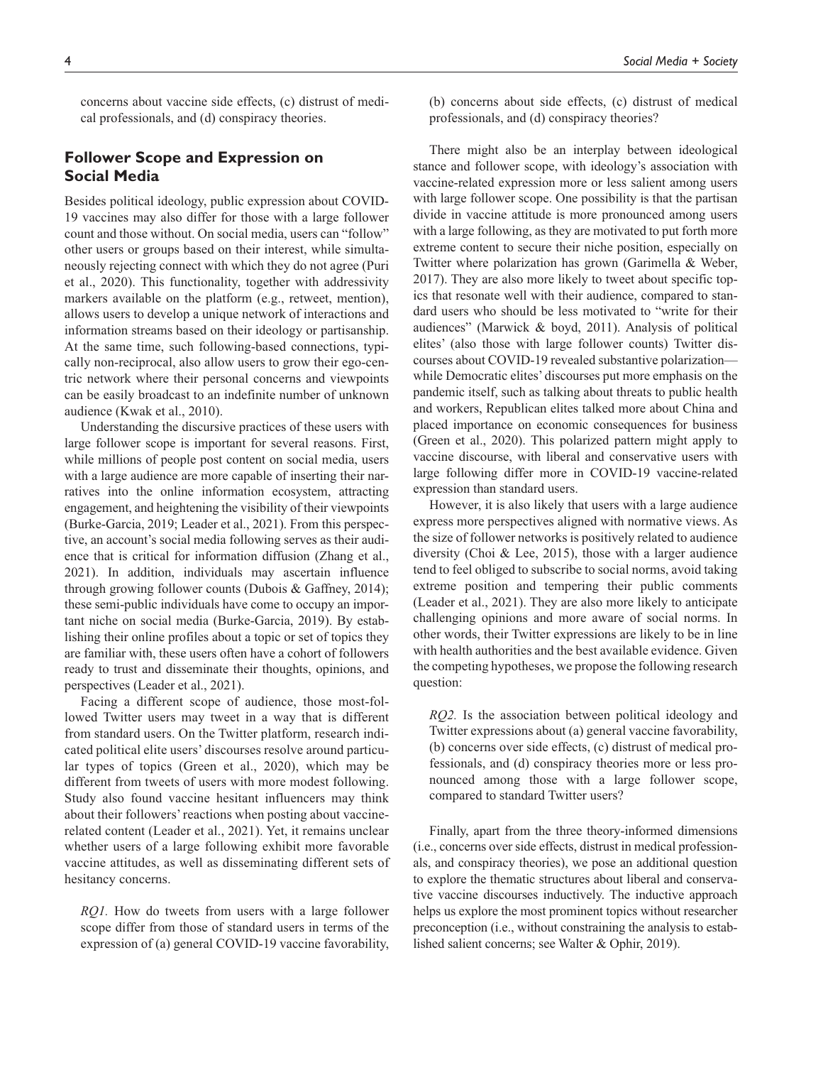concerns about vaccine side effects, (c) distrust of medical professionals, and (d) conspiracy theories.

## Follower Scope and Expression on Social Media

Besides political ideology, public expression about COVID-19 vaccines may also differ for those with a large follower count and those without. On social media, users can "follow" other users or groups based on their interest, while simultaneously rejecting connect with which they do not agree (Puri et al., 2020). This functionality, together with addressivity markers available on the platform (e.g., retweet, mention), allows users to develop a unique network of interactions and information streams based on their ideology or partisanship. At the same time, such following-based connections, typically non-reciprocal, also allow users to grow their ego-centric network where their personal concerns and viewpoints can be easily broadcast to an indefinite number of unknown audience (Kwak et al., 2010).

Understanding the discursive practices of these users with large follower scope is important for several reasons. First, while millions of people post content on social media, users with a large audience are more capable of inserting their narratives into the online information ecosystem, attracting engagement, and heightening the visibility of their viewpoints (Burke-Garcia, 2019; Leader et al., 2021). From this perspective, an account's social media following serves as their audience that is critical for information diffusion (Zhang et al., 2021). In addition, individuals may ascertain influence through growing follower counts (Dubois & Gaffney, 2014); these semi-public individuals have come to occupy an important niche on social media (Burke-Garcia, 2019). By establishing their online profiles about a topic or set of topics they are familiar with, these users often have a cohort of followers ready to trust and disseminate their thoughts, opinions, and perspectives (Leader et al., 2021).

Facing a different scope of audience, those most-followed Twitter users may tweet in a way that is different from standard users. On the Twitter platform, research indicated political elite users' discourses resolve around particular types of topics (Green et al., 2020), which may be different from tweets of users with more modest following. Study also found vaccine hesitant influencers may think about their followers' reactions when posting about vaccine-related content (Leader et al., 2021). Yet, it remains unclear whether users of a large following exhibit more favorable vaccine attitudes, as well as disseminating different sets of hesitancy concerns.

> *RQ1.* How do tweets from users with a large follower scope differ from those of standard users in terms of the expression of (a) general COVID-19 vaccine favorability, (b) concerns about side effects, (c) distrust of medical professionals, and (d) conspiracy theories?

There might also be an interplay between ideological stance and follower scope, with ideology's association with vaccine-related expression more or less salient among users with large follower scope. One possibility is that the partisan divide in vaccine attitude is more pronounced among users with a large following, as they are motivated to put forth more extreme content to secure their niche position, especially on Twitter where polarization has grown (Garimella & Weber, 2017). They are also more likely to tweet about specific topics that resonate well with their audience, compared to standard users who should be less motivated to "write for their audiences" (Marwick & boyd, 2011). Analysis of political elites' (also those with large follower counts) Twitter discourses about COVID-19 revealed substantive polarization—while Democratic elites' discourses put more emphasis on the pandemic itself, such as talking about threats to public health and workers, Republican elites talked more about China and placed importance on economic consequences for business (Green et al., 2020). This polarized pattern might apply to vaccine discourse, with liberal and conservative users with large following differ more in COVID-19 vaccine-related expression than standard users.

However, it is also likely that users with a large audience express more perspectives aligned with normative views. As the size of follower networks is positively related to audience diversity (Choi & Lee, 2015), those with a larger audience tend to feel obliged to subscribe to social norms, avoid taking extreme position and tempering their public comments (Leader et al., 2021). They are also more likely to anticipate challenging opinions and more aware of social norms. In other words, their Twitter expressions are likely to be in line with health authorities and the best available evidence. Given the competing hypotheses, we propose the following research question:

> *RQ2.* Is the association between political ideology and Twitter expressions about (a) general vaccine favorability, (b) concerns over side effects, (c) distrust of medical professionals, and (d) conspiracy theories more or less pronounced among those with a large follower scope, compared to standard Twitter users?

Finally, apart from the three theory-informed dimensions (i.e., concerns over side effects, distrust in medical professionals, and conspiracy theories), we pose an additional question to explore the thematic structures about liberal and conservative vaccine discourses inductively. The inductive approach helps us explore the most prominent topics without researcher preconception (i.e., without constraining the analysis to established salient concerns; see Walter & Ophir, 2019).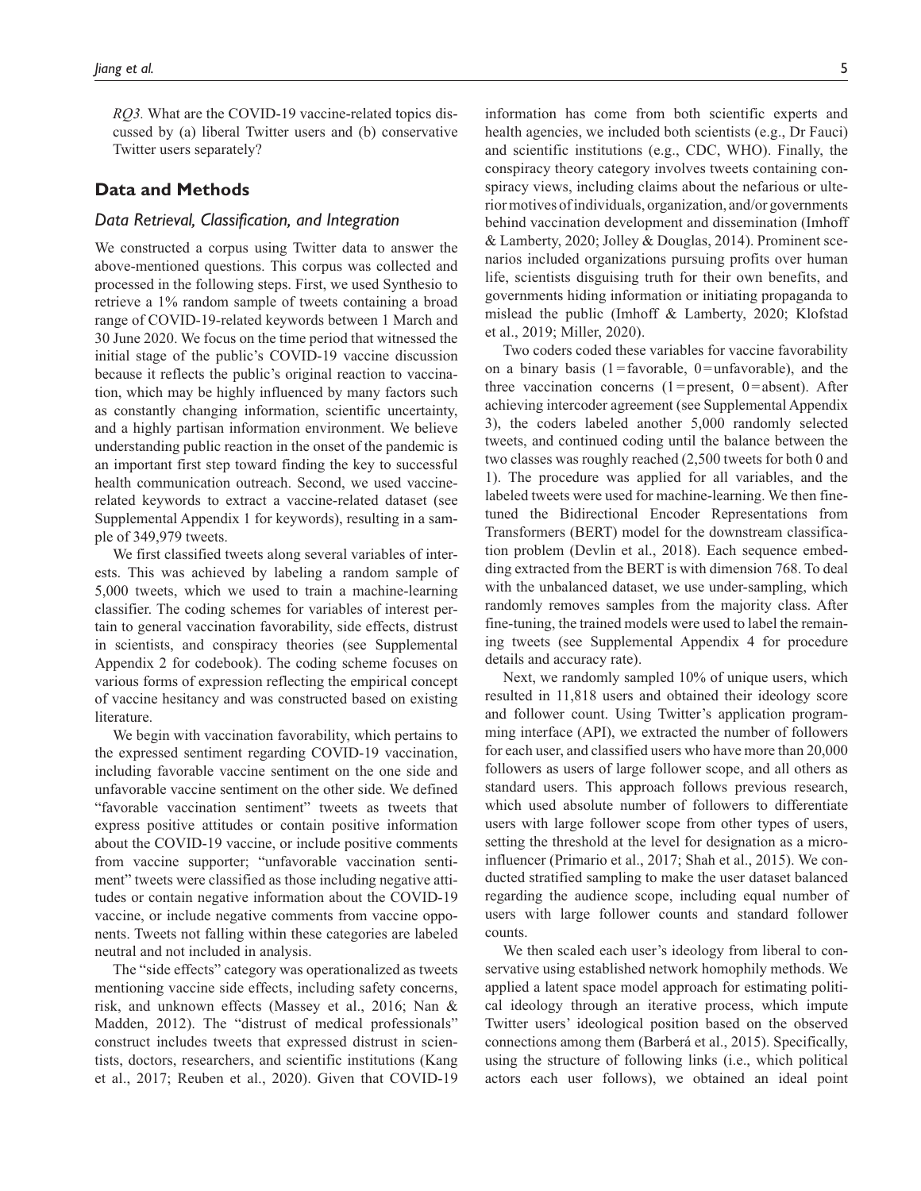*RQ3.* What are the COVID-19 vaccine-related topics discussed by (a) liberal Twitter users and (b) conservative Twitter users separately?

## Data and Methods

### Data Retrieval, Classification, and Integration

We constructed a corpus using Twitter data to answer the above-mentioned questions. This corpus was collected and processed in the following steps. First, we used Synthesio to retrieve a 1% random sample of tweets containing a broad range of COVID-19-related keywords between 1 March and 30 June 2020. We focus on the time period that witnessed the initial stage of the public's COVID-19 vaccine discussion because it reflects the public's original reaction to vaccination, which may be highly influenced by many factors such as constantly changing information, scientific uncertainty, and a highly partisan information environment. We believe understanding public reaction in the onset of the pandemic is an important first step toward finding the key to successful health communication outreach. Second, we used vaccine-related keywords to extract a vaccine-related dataset (see Supplemental Appendix 1 for keywords), resulting in a sample of 349,979 tweets.

We first classified tweets along several variables of interests. This was achieved by labeling a random sample of 5,000 tweets, which we used to train a machine-learning classifier. The coding schemes for variables of interest pertain to general vaccination favorability, side effects, distrust in scientists, and conspiracy theories (see Supplemental Appendix 2 for codebook). The coding scheme focuses on various forms of expression reflecting the empirical concept of vaccine hesitancy and was constructed based on existing literature.

We begin with vaccination favorability, which pertains to the expressed sentiment regarding COVID-19 vaccination, including favorable vaccine sentiment on the one side and unfavorable vaccine sentiment on the other side. We defined "favorable vaccination sentiment" tweets as tweets that express positive attitudes or contain positive information about the COVID-19 vaccine, or include positive comments from vaccine supporter; "unfavorable vaccination sentiment" tweets were classified as those including negative attitudes or contain negative information about the COVID-19 vaccine, or include negative comments from vaccine opponents. Tweets not falling within these categories are labeled neutral and not included in analysis.

The "side effects" category was operationalized as tweets mentioning vaccine side effects, including safety concerns, risk, and unknown effects (Massey et al., 2016; Nan & Madden, 2012). The "distrust of medical professionals" construct includes tweets that expressed distrust in scientists, doctors, researchers, and scientific institutions (Kang et al., 2017; Reuben et al., 2020). Given that COVID-19 information has come from both scientific experts and health agencies, we included both scientists (e.g., Dr Fauci) and scientific institutions (e.g., CDC, WHO). Finally, the conspiracy theory category involves tweets containing conspiracy views, including claims about the nefarious or ulterior motives of individuals, organization, and/or governments behind vaccination development and dissemination (Imhoff & Lamberty, 2020; Jolley & Douglas, 2014). Prominent scenarios included organizations pursuing profits over human life, scientists disguising truth for their own benefits, and governments hiding information or initiating propaganda to mislead the public (Imhoff & Lamberty, 2020; Klofstad et al., 2019; Miller, 2020).

Two coders coded these variables for vaccine favorability on a binary basis (1 = favorable, 0 = unfavorable), and the three vaccination concerns (1 = present, 0 = absent). After achieving intercoder agreement (see Supplemental Appendix 3), the coders labeled another 5,000 randomly selected tweets, and continued coding until the balance between the two classes was roughly reached (2,500 tweets for both 0 and 1). The procedure was applied for all variables, and the labeled tweets were used for machine-learning. We then fine-tuned the Bidirectional Encoder Representations from Transformers (BERT) model for the downstream classification problem (Devlin et al., 2018). Each sequence embedding extracted from the BERT is with dimension 768. To deal with the unbalanced dataset, we use under-sampling, which randomly removes samples from the majority class. After fine-tuning, the trained models were used to label the remaining tweets (see Supplemental Appendix 4 for procedure details and accuracy rate).

Next, we randomly sampled 10% of unique users, which resulted in 11,818 users and obtained their ideology score and follower count. Using Twitter's application programming interface (API), we extracted the number of followers for each user, and classified users who have more than 20,000 followers as users of large follower scope, and all others as standard users. This approach follows previous research, which used absolute number of followers to differentiate users with large follower scope from other types of users, setting the threshold at the level for designation as a micro-influencer (Primario et al., 2017; Shah et al., 2015). We conducted stratified sampling to make the user dataset balanced regarding the audience scope, including equal number of users with large follower counts and standard follower counts.

We then scaled each user's ideology from liberal to conservative using established network homophily methods. We applied a latent space model approach for estimating political ideology through an iterative process, which impute Twitter users' ideological position based on the observed connections among them (Barberá et al., 2015). Specifically, using the structure of following links (i.e., which political actors each user follows), we obtained an ideal point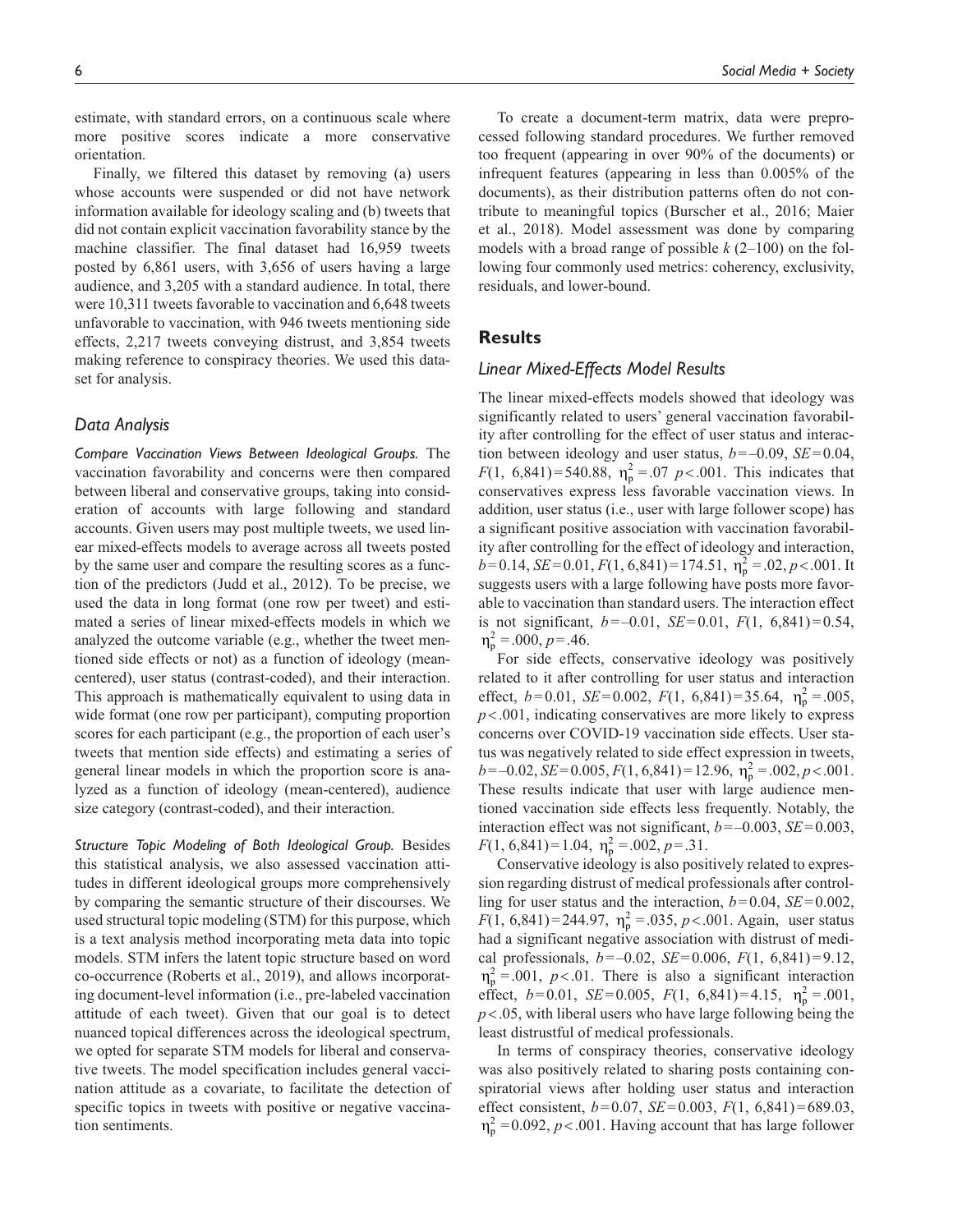estimate, with standard errors, on a continuous scale where more positive scores indicate a more conservative orientation.

Finally, we filtered this dataset by removing (a) users whose accounts were suspended or did not have network information available for ideology scaling and (b) tweets that did not contain explicit vaccination favorability stance by the machine classifier. The final dataset had 16,959 tweets posted by 6,861 users, with 3,656 of users having a large audience, and 3,205 with a standard audience. In total, there were 10,311 tweets favorable to vaccination and 6,648 tweets unfavorable to vaccination, with 946 tweets mentioning side effects, 2,217 tweets conveying distrust, and 3,854 tweets making reference to conspiracy theories. We used this dataset for analysis.

### Data Analysis

*Compare Vaccination Views Between Ideological Groups.* The vaccination favorability and concerns were then compared between liberal and conservative groups, taking into consideration of accounts with large following and standard accounts. Given users may post multiple tweets, we used linear mixed-effects models to average across all tweets posted by the same user and compare the resulting scores as a function of the predictors (Judd et al., 2012). To be precise, we used the data in long format (one row per tweet) and estimated a series of linear mixed-effects models in which we analyzed the outcome variable (e.g., whether the tweet mentioned side effects or not) as a function of ideology (mean-centered), user status (contrast-coded), and their interaction. This approach is mathematically equivalent to using data in wide format (one row per participant), computing proportion scores for each participant (e.g., the proportion of each user's tweets that mention side effects) and estimating a series of general linear models in which the proportion score is analyzed as a function of ideology (mean-centered), audience size category (contrast-coded), and their interaction.

*Structure Topic Modeling of Both Ideological Group.* Besides this statistical analysis, we also assessed vaccination attitudes in different ideological groups more comprehensively by comparing the semantic structure of their discourses. We used structural topic modeling (STM) for this purpose, which is a text analysis method incorporating meta data into topic models. STM infers the latent topic structure based on word co-occurrence (Roberts et al., 2019), and allows incorporating document-level information (i.e., pre-labeled vaccination attitude of each tweet). Given that our goal is to detect nuanced topical differences across the ideological spectrum, we opted for separate STM models for liberal and conservative tweets. The model specification includes general vaccination attitude as a covariate, to facilitate the detection of specific topics in tweets with positive or negative vaccination sentiments.

To create a document-term matrix, data were preprocessed following standard procedures. We further removed too frequent (appearing in over 90% of the documents) or infrequent features (appearing in less than 0.005% of the documents), as their distribution patterns often do not contribute to meaningful topics (Burscher et al., 2016; Maier et al., 2018). Model assessment was done by comparing models with a broad range of possible $k$ (2–100) on the following four commonly used metrics: coherency, exclusivity, residuals, and lower-bound.

## Results

### Linear Mixed-Effects Model Results

The linear mixed-effects models showed that ideology was significantly related to users' general vaccination favorability after controlling for the effect of user status and interaction between ideology and user status, $b = -0.09$, $SE = 0.04$, $F(1, 6{,}841) = 540.88$, $\eta_p^2 = .07$ $p < .001$. This indicates that conservatives express less favorable vaccination views. In addition, user status (i.e., user with large follower scope) has a significant positive association with vaccination favorability after controlling for the effect of ideology and interaction, $b = 0.14$, $SE = 0.01$, $F(1, 6{,}841) = 174.51$, $\eta_p^2 = .02$, $p < .001$. It suggests users with a large following have posts more favorable to vaccination than standard users. The interaction effect is not significant, $b = -0.01$, $SE = 0.01$, $F(1, 6{,}841) = 0.54$, $\eta_p^2 = .000$, $p = .46$.

For side effects, conservative ideology was positively related to it after controlling for user status and interaction effect, $b = 0.01$, $SE = 0.002$, $F(1, 6{,}841) = 35.64$, $\eta_p^2 = .005$, $p < .001$, indicating conservatives are more likely to express concerns over COVID-19 vaccination side effects. User status was negatively related to side effect expression in tweets, $b = -0.02$, $SE = 0.005$, $F(1, 6{,}841) = 12.96$, $\eta_p^2 = .002$, $p < .001$. These results indicate that user with large audience mentioned vaccination side effects less frequently. Notably, the interaction effect was not significant, $b = -0.003$, $SE = 0.003$, $F(1, 6{,}841) = 1.04$, $\eta_p^2 = .002$, $p = .31$.

Conservative ideology is also positively related to expression regarding distrust of medical professionals after controlling for user status and the interaction, $b = 0.04$, $SE = 0.002$, $F(1, 6{,}841) = 244.97$, $\eta_p^2 = .035$, $p < .001$. Again, user status had a significant negative association with distrust of medical professionals, $b = -0.02$, $SE = 0.006$, $F(1, 6{,}841) = 9.12$, $\eta_p^2 = .001$, $p < .01$. There is also a significant interaction effect, $b = 0.01$, $SE = 0.005$, $F(1, 6{,}841) = 4.15$, $\eta_p^2 = .001$, $p < .05$, with liberal users who have large following being the least distrustful of medical professionals.

In terms of conspiracy theories, conservative ideology was also positively related to sharing posts containing conspiratorial views after holding user status and interaction effect consistent, $b = 0.07$, $SE = 0.003$, $F(1, 6{,}841) = 689.03$, $\eta_p^2 = 0.092$, $p < .001$. Having account that has large follower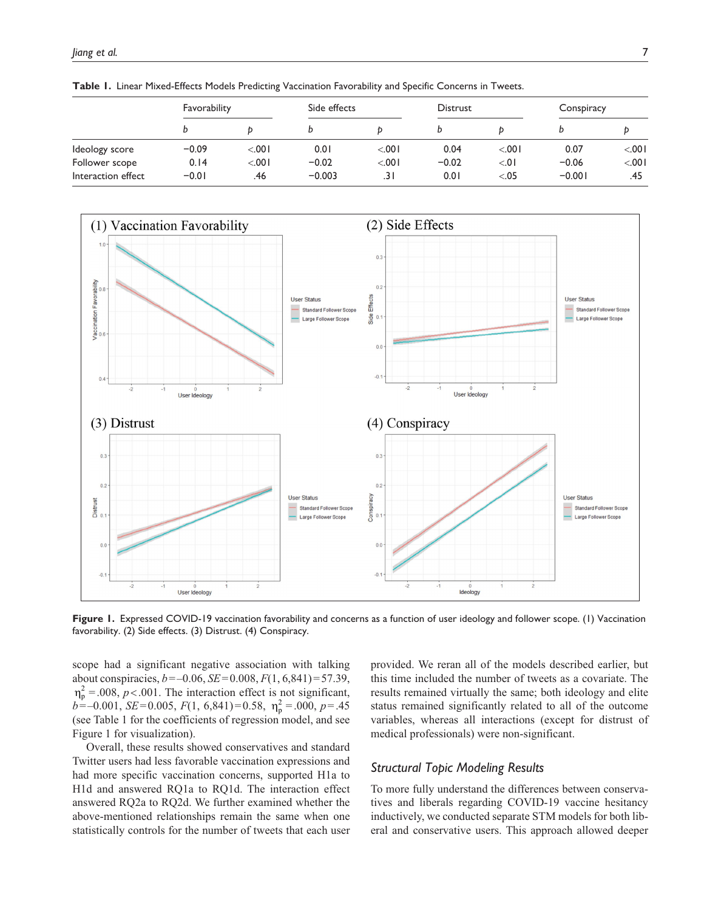**Table 1.** Linear Mixed-Effects Models Predicting Vaccination Favorability and Specific Concerns in Tweets.

| | Favorability | | Side effects | | Distrust | | Conspiracy | |
|---|---|---|---|---|---|---|---|---|
| | *b* | *p* | *b* | *p* | *b* | *p* | *b* | *p* |
| Ideology score | −0.09 | <.001 | 0.01 | <.001 | 0.04 | <.001 | 0.07 | <.001 |
| Follower scope | 0.14 | <.001 | −0.02 | <.001 | −0.02 | <.01 | −0.06 | <.001 |
| Interaction effect | −0.01 | .46 | −0.003 | .31 | 0.01 | <.05 | −0.001 | .45 |

**Figure 1.** Expressed COVID-19 vaccination favorability and concerns as a function of user ideology and follower scope. (1) Vaccination favorability. (2) Side effects. (3) Distrust. (4) Conspiracy.

scope had a significant negative association with talking about conspiracies, $b=-0.06$, $SE=0.008$, $F(1, 6{,}841)=57.39$, $\eta_p^2=.008$, $p<.001$. The interaction effect is not significant, $b=-0.001$, $SE=0.005$, $F(1, 6{,}841)=0.58$, $\eta_p^2=.000$, $p=.45$ (see Table 1 for the coefficients of regression model, and see Figure 1 for visualization).

Overall, these results showed conservatives and standard Twitter users had less favorable vaccination expressions and had more specific vaccination concerns, supported H1a to H1d and answered RQ1a to RQ1d. The interaction effect answered RQ2a to RQ2d. We further examined whether the above-mentioned relationships remain the same when one statistically controls for the number of tweets that each user provided. We reran all of the models described earlier, but this time included the number of tweets as a covariate. The results remained virtually the same; both ideology and elite status remained significantly related to all of the outcome variables, whereas all interactions (except for distrust of medical professionals) were non-significant.

### Structural Topic Modeling Results

To more fully understand the differences between conservatives and liberals regarding COVID-19 vaccine hesitancy inductively, we conducted separate STM models for both liberal and conservative users. This approach allowed deeper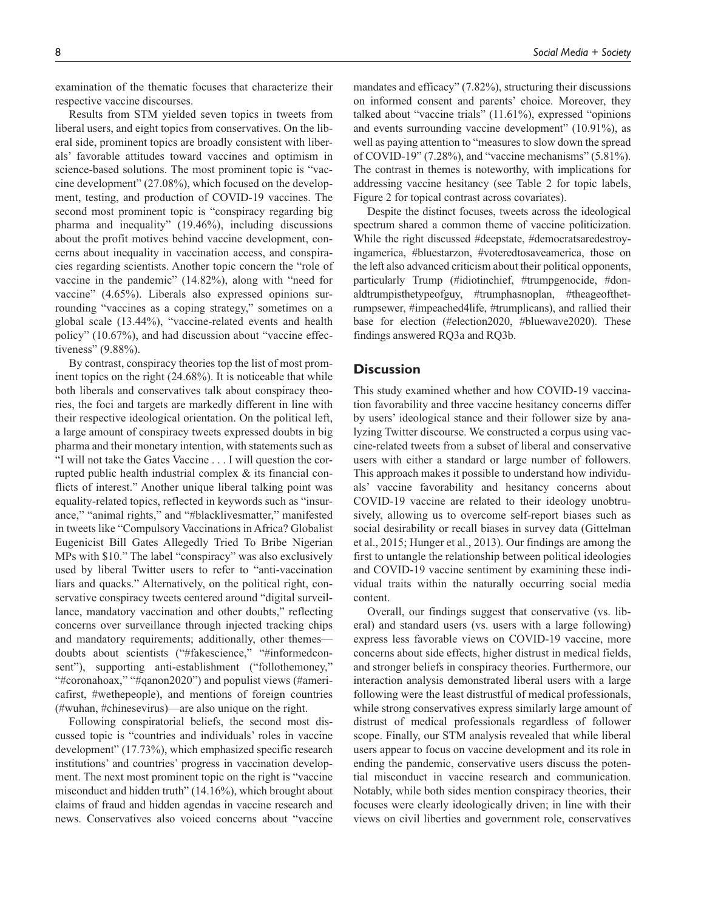examination of the thematic focuses that characterize their respective vaccine discourses.

Results from STM yielded seven topics in tweets from liberal users, and eight topics from conservatives. On the liberal side, prominent topics are broadly consistent with liberals' favorable attitudes toward vaccines and optimism in science-based solutions. The most prominent topic is "vaccine development" (27.08%), which focused on the development, testing, and production of COVID-19 vaccines. The second most prominent topic is "conspiracy regarding big pharma and inequality" (19.46%), including discussions about the profit motives behind vaccine development, concerns about inequality in vaccination access, and conspiracies regarding scientists. Another topic concern the "role of vaccine in the pandemic" (14.82%), along with "need for vaccine" (4.65%). Liberals also expressed opinions surrounding "vaccines as a coping strategy," sometimes on a global scale (13.44%), "vaccine-related events and health policy" (10.67%), and had discussion about "vaccine effectiveness" (9.88%).

By contrast, conspiracy theories top the list of most prominent topics on the right (24.68%). It is noticeable that while both liberals and conservatives talk about conspiracy theories, the foci and targets are markedly different in line with their respective ideological orientation. On the political left, a large amount of conspiracy tweets expressed doubts in big pharma and their monetary intention, with statements such as "I will not take the Gates Vaccine . . . I will question the corrupted public health industrial complex & its financial conflicts of interest." Another unique liberal talking point was equality-related topics, reflected in keywords such as "insurance," "animal rights," and "#blacklivesmatter," manifested in tweets like "Compulsory Vaccinations in Africa? Globalist Eugenicist Bill Gates Allegedly Tried To Bribe Nigerian MPs with $10." The label "conspiracy" was also exclusively used by liberal Twitter users to refer to "anti-vaccination liars and quacks." Alternatively, on the political right, conservative conspiracy tweets centered around "digital surveillance, mandatory vaccination and other doubts," reflecting concerns over surveillance through injected tracking chips and mandatory requirements; additionally, other themes—doubts about scientists ("#fakescience," "#informedconsent"), supporting anti-establishment ("followthemoney," "#coronahoax," "#qanon2020") and populist views (#americafirst, #wethepeople), and mentions of foreign countries (#wuhan, #chinesevirus)—are also unique on the right.

Following conspiratorial beliefs, the second most discussed topic is "countries and individuals' roles in vaccine development" (17.73%), which emphasized specific research institutions' and countries' progress in vaccination development. The next most prominent topic on the right is "vaccine misconduct and hidden truth" (14.16%), which brought about claims of fraud and hidden agendas in vaccine research and news. Conservatives also voiced concerns about "vaccine mandates and efficacy" (7.82%), structuring their discussions on informed consent and parents' choice. Moreover, they talked about "vaccine trials" (11.61%), expressed "opinions and events surrounding vaccine development" (10.91%), as well as paying attention to "measures to slow down the spread of COVID-19" (7.28%), and "vaccine mechanisms" (5.81%). The contrast in themes is noteworthy, with implications for addressing vaccine hesitancy (see Table 2 for topic labels, Figure 2 for topical contrast across covariates).

Despite the distinct focuses, tweets across the ideological spectrum shared a common theme of vaccine politicization. While the right discussed #deepstate, #democratsaredestroyingamerica, #bluestarzon, #voteredtosaveamerica, those on the left also advanced criticism about their political opponents, particularly Trump (#idiotinchief, #trumpgenocide, #donaldtrumpisthetypeofguy, #trumphasnoplan, #theageofthetrumpsewer, #impeached4life, #trumplicans), and rallied their base for election (#election2020, #bluewave2020). These findings answered RQ3a and RQ3b.

## Discussion

This study examined whether and how COVID-19 vaccination favorability and three vaccine hesitancy concerns differ by users' ideological stance and their follower size by analyzing Twitter discourse. We constructed a corpus using vaccine-related tweets from a subset of liberal and conservative users with either a standard or large number of followers. This approach makes it possible to understand how individuals' vaccine favorability and hesitancy concerns about COVID-19 vaccine are related to their ideology unobtrusively, allowing us to overcome self-report biases such as social desirability or recall biases in survey data (Gittelman et al., 2015; Hunger et al., 2013). Our findings are among the first to untangle the relationship between political ideologies and COVID-19 vaccine sentiment by examining these individual traits within the naturally occurring social media content.

Overall, our findings suggest that conservative (vs. liberal) and standard users (vs. users with a large following) express less favorable views on COVID-19 vaccine, more concerns about side effects, higher distrust in medical fields, and stronger beliefs in conspiracy theories. Furthermore, our interaction analysis demonstrated liberal users with a large following were the least distrustful of medical professionals, while strong conservatives express similarly large amount of distrust of medical professionals regardless of follower scope. Finally, our STM analysis revealed that while liberal users appear to focus on vaccine development and its role in ending the pandemic, conservative users discuss the potential misconduct in vaccine research and communication. Notably, while both sides mention conspiracy theories, their focuses were clearly ideologically driven; in line with their views on civil liberties and government role, conservatives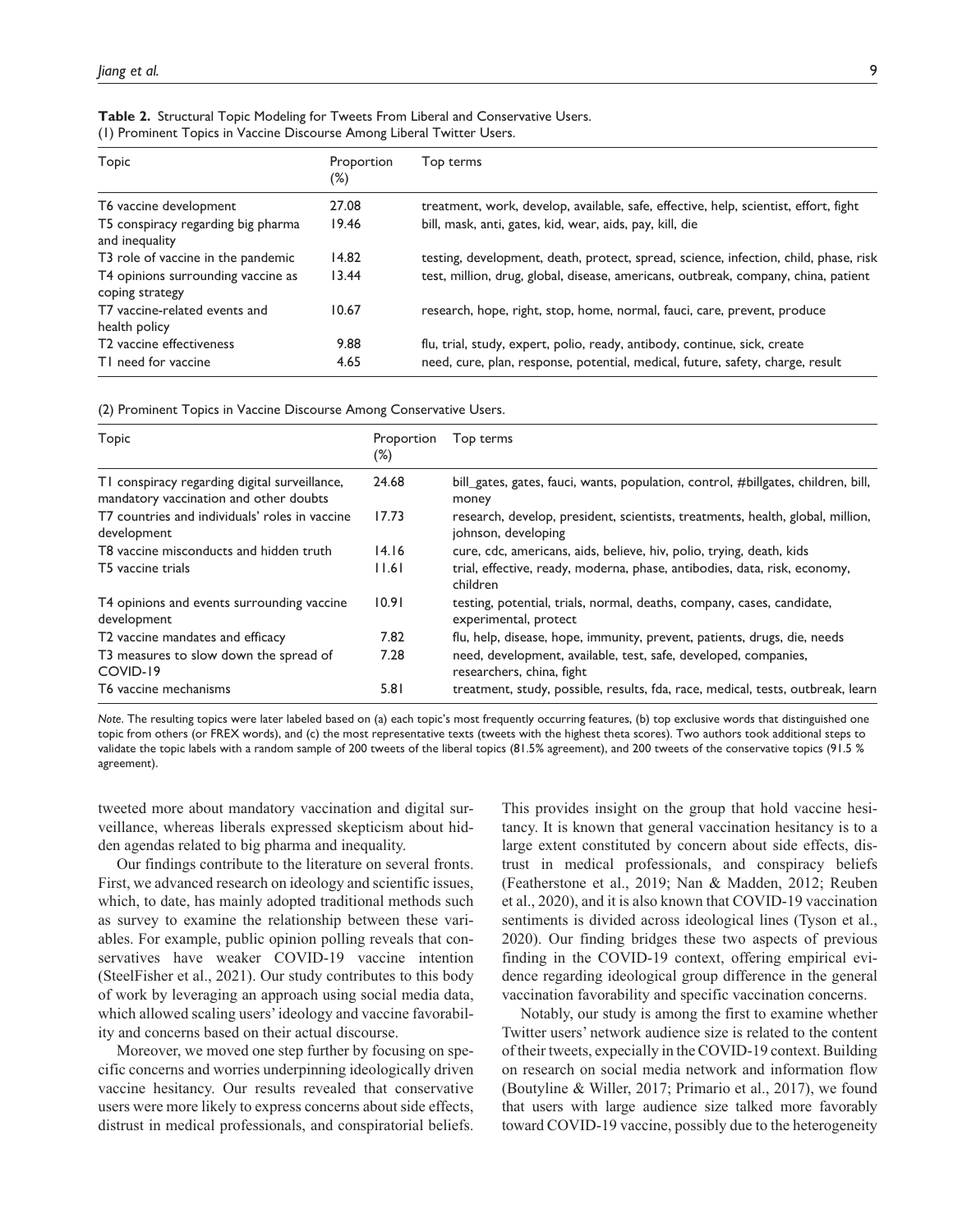**Table 2.** Structural Topic Modeling for Tweets From Liberal and Conservative Users.

(1) Prominent Topics in Vaccine Discourse Among Liberal Twitter Users.

| Topic | Proportion (%) | Top terms |
|---|---|---|
| T6 vaccine development | 27.08 | treatment, work, develop, available, safe, effective, help, scientist, effort, fight |
| T5 conspiracy regarding big pharma and inequality | 19.46 | bill, mask, anti, gates, kid, wear, aids, pay, kill, die |
| T3 role of vaccine in the pandemic | 14.82 | testing, development, death, protect, spread, science, infection, child, phase, risk |
| T4 opinions surrounding vaccine as coping strategy | 13.44 | test, million, drug, global, disease, americans, outbreak, company, china, patient |
| T7 vaccine-related events and health policy | 10.67 | research, hope, right, stop, home, normal, fauci, care, prevent, produce |
| T2 vaccine effectiveness | 9.88 | flu, trial, study, expert, polio, ready, antibody, continue, sick, create |
| T1 need for vaccine | 4.65 | need, cure, plan, response, potential, medical, future, safety, charge, result |

(2) Prominent Topics in Vaccine Discourse Among Conservative Users.

| Topic | Proportion (%) | Top terms |
|---|---|---|
| T1 conspiracy regarding digital surveillance, mandatory vaccination and other doubts | 24.68 | bill_gates, gates, fauci, wants, population, control, #billgates, children, bill, money |
| T7 countries and individuals' roles in vaccine development | 17.73 | research, develop, president, scientists, treatments, health, global, million, johnson, developing |
| T8 vaccine misconducts and hidden truth | 14.16 | cure, cdc, americans, aids, believe, hiv, polio, trying, death, kids |
| T5 vaccine trials | 11.61 | trial, effective, ready, moderna, phase, antibodies, data, risk, economy, children |
| T4 opinions and events surrounding vaccine development | 10.91 | testing, potential, trials, normal, deaths, company, cases, candidate, experimental, protect |
| T2 vaccine mandates and efficacy | 7.82 | flu, help, disease, hope, immunity, prevent, patients, drugs, die, needs |
| T3 measures to slow down the spread of COVID-19 | 7.28 | need, development, available, test, safe, developed, companies, researchers, china, fight |
| T6 vaccine mechanisms | 5.81 | treatment, study, possible, results, fda, race, medical, tests, outbreak, learn |

*Note.* The resulting topics were later labeled based on (a) each topic's most frequently occurring features, (b) top exclusive words that distinguished one topic from others (or FREX words), and (c) the most representative texts (tweets with the highest theta scores). Two authors took additional steps to validate the topic labels with a random sample of 200 tweets of the liberal topics (81.5% agreement), and 200 tweets of the conservative topics (91.5 % agreement).

tweeted more about mandatory vaccination and digital surveillance, whereas liberals expressed skepticism about hidden agendas related to big pharma and inequality.

Our findings contribute to the literature on several fronts. First, we advanced research on ideology and scientific issues, which, to date, has mainly adopted traditional methods such as survey to examine the relationship between these variables. For example, public opinion polling reveals that conservatives have weaker COVID-19 vaccine intention (SteelFisher et al., 2021). Our study contributes to this body of work by leveraging an approach using social media data, which allowed scaling users' ideology and vaccine favorability and concerns based on their actual discourse.

Moreover, we moved one step further by focusing on specific concerns and worries underpinning ideologically driven vaccine hesitancy. Our results revealed that conservative users were more likely to express concerns about side effects, distrust in medical professionals, and conspiratorial beliefs. This provides insight on the group that hold vaccine hesitancy. It is known that general vaccination hesitancy is to a large extent constituted by concern about side effects, distrust in medical professionals, and conspiracy beliefs (Featherstone et al., 2019; Nan & Madden, 2012; Reuben et al., 2020), and it is also known that COVID-19 vaccination sentiments is divided across ideological lines (Tyson et al., 2020). Our finding bridges these two aspects of previous finding in the COVID-19 context, offering empirical evidence regarding ideological group difference in the general vaccination favorability and specific vaccination concerns.

Notably, our study is among the first to examine whether Twitter users' network audience size is related to the content of their tweets, expecially in the COVID-19 context. Building on research on social media network and information flow (Boutyline & Willer, 2017; Primario et al., 2017), we found that users with large audience size talked more favorably toward COVID-19 vaccine, possibly due to the heterogeneity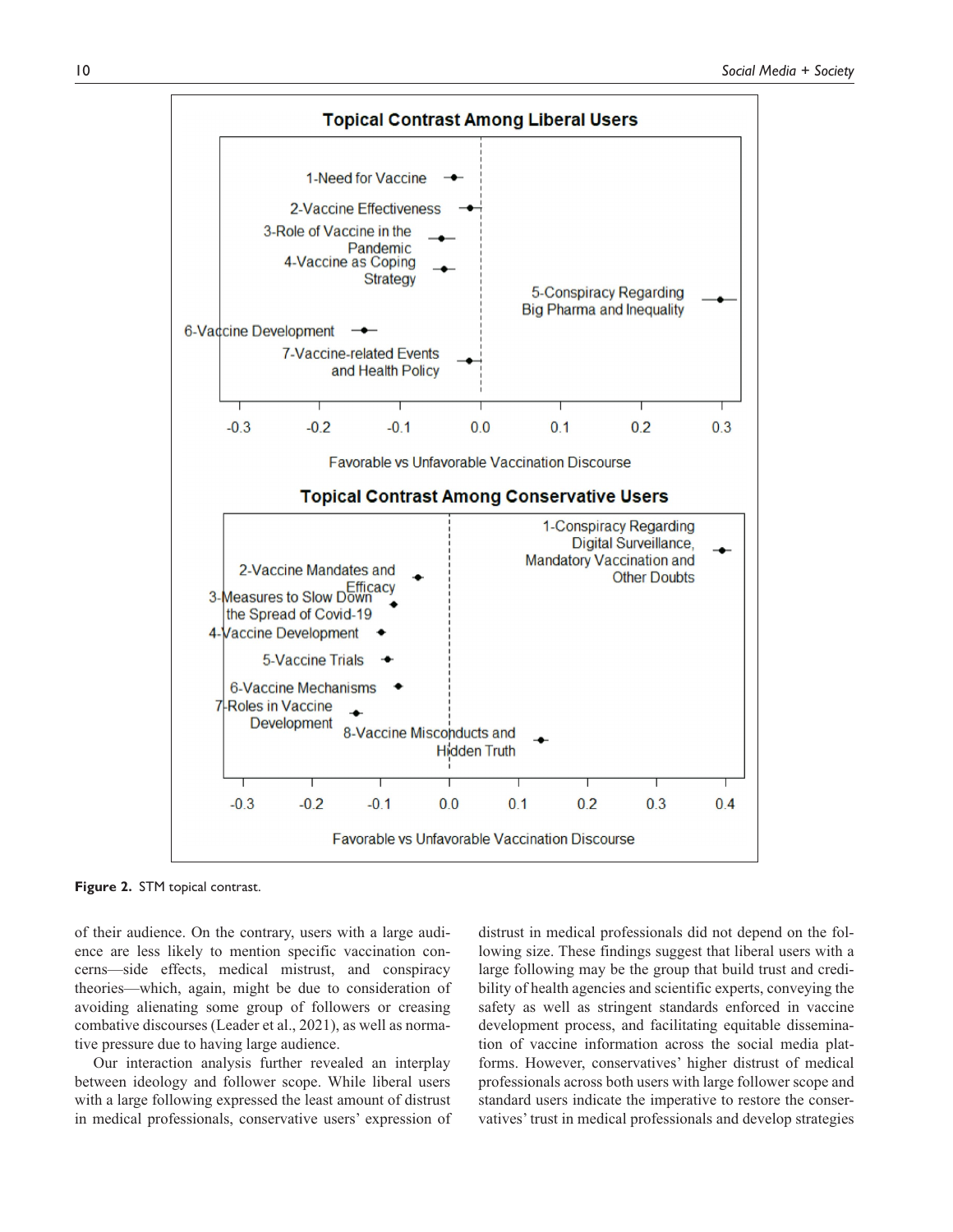**Figure 2.** STM topical contrast.

of their audience. On the contrary, users with a large audience are less likely to mention specific vaccination concerns—side effects, medical mistrust, and conspiracy theories—which, again, might be due to consideration of avoiding alienating some group of followers or creasing combative discourses (Leader et al., 2021), as well as normative pressure due to having large audience.

Our interaction analysis further revealed an interplay between ideology and follower scope. While liberal users with a large following expressed the least amount of distrust in medical professionals, conservative users' expression of distrust in medical professionals did not depend on the following size. These findings suggest that liberal users with a large following may be the group that build trust and credibility of health agencies and scientific experts, conveying the safety as well as stringent standards enforced in vaccine development process, and facilitating equitable dissemination of vaccine information across the social media platforms. However, conservatives' higher distrust of medical professionals across both users with large follower scope and standard users indicate the imperative to restore the conservatives' trust in medical professionals and develop strategies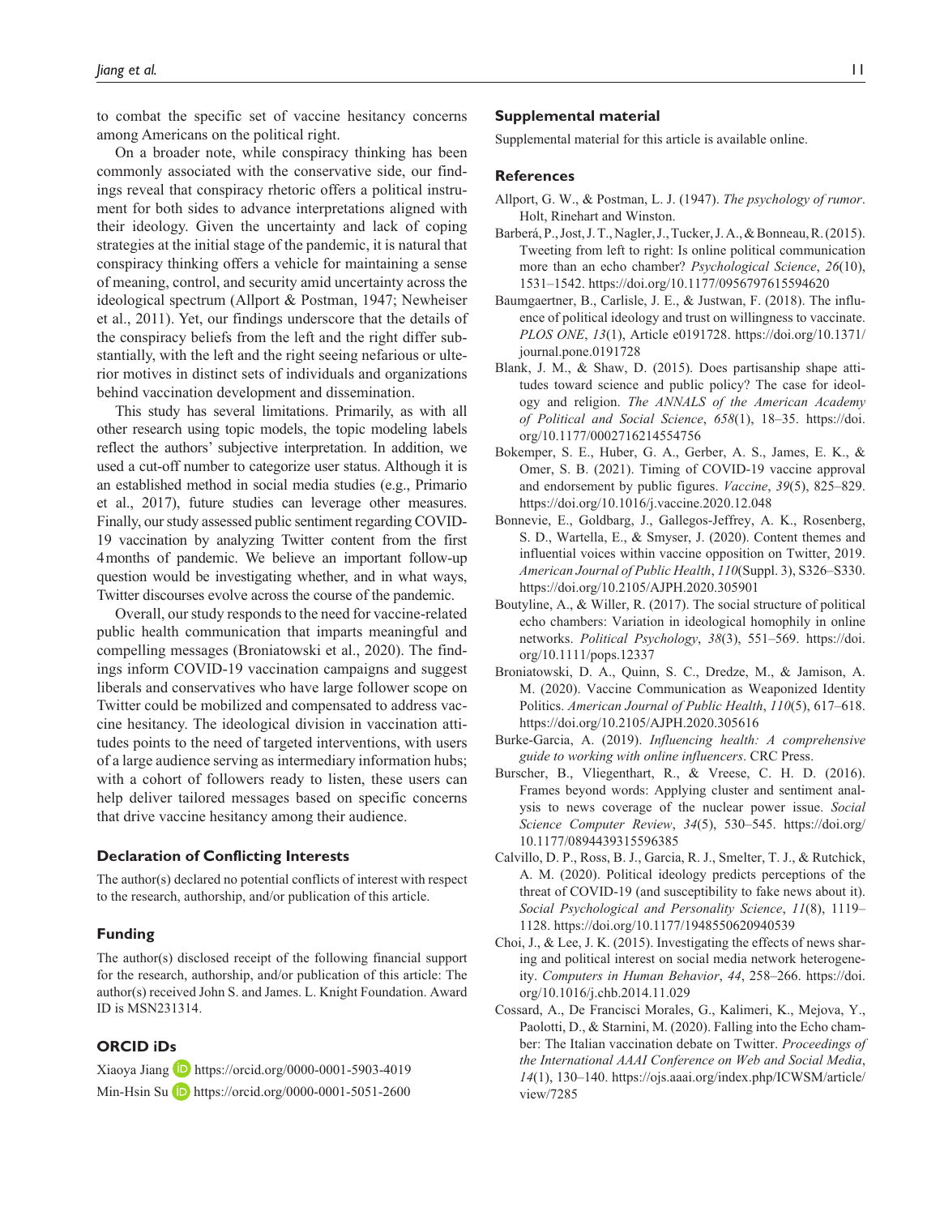to combat the specific set of vaccine hesitancy concerns among Americans on the political right.

On a broader note, while conspiracy thinking has been commonly associated with the conservative side, our findings reveal that conspiracy rhetoric offers a political instrument for both sides to advance interpretations aligned with their ideology. Given the uncertainty and lack of coping strategies at the initial stage of the pandemic, it is natural that conspiracy thinking offers a vehicle for maintaining a sense of meaning, control, and security amid uncertainty across the ideological spectrum (Allport & Postman, 1947; Newheiser et al., 2011). Yet, our findings underscore that the details of the conspiracy beliefs from the left and the right differ substantially, with the left and the right seeing nefarious or ulterior motives in distinct sets of individuals and organizations behind vaccination development and dissemination.

This study has several limitations. Primarily, as with all other research using topic models, the topic modeling labels reflect the authors' subjective interpretation. In addition, we used a cut-off number to categorize user status. Although it is an established method in social media studies (e.g., Primario et al., 2017), future studies can leverage other measures. Finally, our study assessed public sentiment regarding COVID-19 vaccination by analyzing Twitter content from the first 4 months of pandemic. We believe an important follow-up question would be investigating whether, and in what ways, Twitter discourses evolve across the course of the pandemic.

Overall, our study responds to the need for vaccine-related public health communication that imparts meaningful and compelling messages (Broniatowski et al., 2020). The findings inform COVID-19 vaccination campaigns and suggest liberals and conservatives who have large follower scope on Twitter could be mobilized and compensated to address vaccine hesitancy. The ideological division in vaccination attitudes points to the need of targeted interventions, with users of a large audience serving as intermediary information hubs; with a cohort of followers ready to listen, these users can help deliver tailored messages based on specific concerns that drive vaccine hesitancy among their audience.

## Declaration of Conflicting Interests

The author(s) declared no potential conflicts of interest with respect to the research, authorship, and/or publication of this article.

## Funding

The author(s) disclosed receipt of the following financial support for the research, authorship, and/or publication of this article: The author(s) received John S. and James. L. Knight Foundation. Award ID is MSN231314.

## ORCID iDs

Xiaoya Jiang https://orcid.org/0000-0001-5903-4019

Min-Hsin Su https://orcid.org/0000-0001-5051-2600

## Supplemental material

Supplemental material for this article is available online.

## References

Allport, G. W., & Postman, L. J. (1947). *The psychology of rumor*. Holt, Rinehart and Winston.

Barberá, P., Jost, J. T., Nagler, J., Tucker, J. A., & Bonneau, R. (2015). Tweeting from left to right: Is online political communication more than an echo chamber? *Psychological Science*, *26*(10), 1531–1542. https://doi.org/10.1177/0956797615594620

Baumgaertner, B., Carlisle, J. E., & Justwan, F. (2018). The influence of political ideology and trust on willingness to vaccinate. *PLOS ONE*, *13*(1), Article e0191728. https://doi.org/10.1371/journal.pone.0191728

Blank, J. M., & Shaw, D. (2015). Does partisanship shape attitudes toward science and public policy? The case for ideology and religion. *The ANNALS of the American Academy of Political and Social Science*, *658*(1), 18–35. https://doi.org/10.1177/0002716214554756

Bokemper, S. E., Huber, G. A., Gerber, A. S., James, E. K., & Omer, S. B. (2021). Timing of COVID-19 vaccine approval and endorsement by public figures. *Vaccine*, *39*(5), 825–829. https://doi.org/10.1016/j.vaccine.2020.12.048

Bonnevie, E., Goldbarg, J., Gallegos-Jeffrey, A. K., Rosenberg, S. D., Wartella, E., & Smyser, J. (2020). Content themes and influential voices within vaccine opposition on Twitter, 2019. *American Journal of Public Health*, *110*(Suppl. 3), S326–S330. https://doi.org/10.2105/AJPH.2020.305901

Boutyline, A., & Willer, R. (2017). The social structure of political echo chambers: Variation in ideological homophily in online networks. *Political Psychology*, *38*(3), 551–569. https://doi.org/10.1111/pops.12337

Broniatowski, D. A., Quinn, S. C., Dredze, M., & Jamison, A. M. (2020). Vaccine Communication as Weaponized Identity Politics. *American Journal of Public Health*, *110*(5), 617–618. https://doi.org/10.2105/AJPH.2020.305616

Burke-Garcia, A. (2019). *Influencing health: A comprehensive guide to working with online influencers*. CRC Press.

Burscher, B., Vliegenthart, R., & Vreese, C. H. D. (2016). Frames beyond words: Applying cluster and sentiment analysis to news coverage of the nuclear power issue. *Social Science Computer Review*, *34*(5), 530–545. https://doi.org/10.1177/0894439315596385

Calvillo, D. P., Ross, B. J., Garcia, R. J., Smelter, T. J., & Rutchick, A. M. (2020). Political ideology predicts perceptions of the threat of COVID-19 (and susceptibility to fake news about it). *Social Psychological and Personality Science*, *11*(8), 1119–1128. https://doi.org/10.1177/1948550620940539

Choi, J., & Lee, J. K. (2015). Investigating the effects of news sharing and political interest on social media network heterogeneity. *Computers in Human Behavior*, *44*, 258–266. https://doi.org/10.1016/j.chb.2014.11.029

Cossard, A., De Francisci Morales, G., Kalimeri, K., Mejova, Y., Paolotti, D., & Starnini, M. (2020). Falling into the Echo chamber: The Italian vaccination debate on Twitter. *Proceedings of the International AAAI Conference on Web and Social Media*, *14*(1), 130–140. https://ojs.aaai.org/index.php/ICWSM/article/view/7285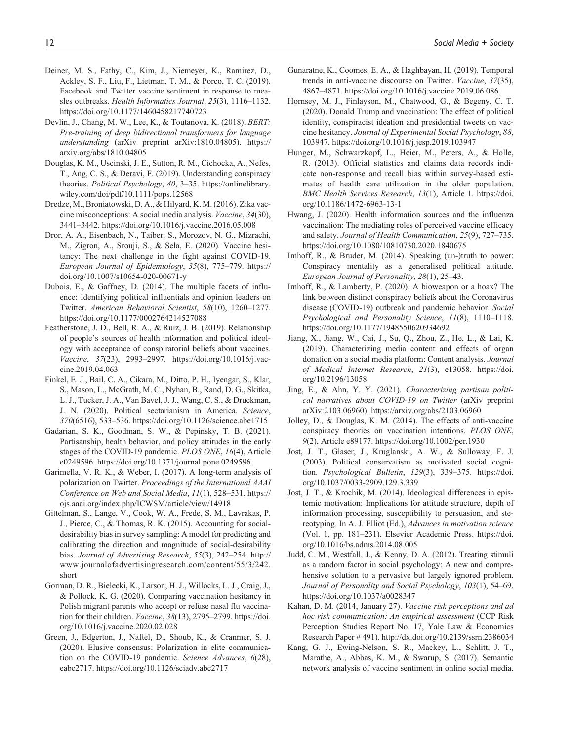Deiner, M. S., Fathy, C., Kim, J., Niemeyer, K., Ramirez, D., Ackley, S. F., Liu, F., Lietman, T. M., & Porco, T. C. (2019). Facebook and Twitter vaccine sentiment in response to measles outbreaks. *Health Informatics Journal*, *25*(3), 1116–1132. https://doi.org/10.1177/1460458217740723

Devlin, J., Chang, M. W., Lee, K., & Toutanova, K. (2018). *BERT: Pre-training of deep bidirectional transformers for language understanding* (arXiv preprint arXiv:1810.04805). https://arxiv.org/abs/1810.04805

Douglas, K. M., Uscinski, J. E., Sutton, R. M., Cichocka, A., Nefes, T., Ang, C. S., & Deravi, F. (2019). Understanding conspiracy theories. *Political Psychology*, *40*, 3–35. https://onlinelibrary.wiley.com/doi/pdf/10.1111/pops.12568

Dredze, M., Broniatowski, D. A., & Hilyard, K. M. (2016). Zika vaccine misconceptions: A social media analysis. *Vaccine*, *34*(30), 3441–3442. https://doi.org/10.1016/j.vaccine.2016.05.008

Dror, A. A., Eisenbach, N., Taiber, S., Morozov, N. G., Mizrachi, M., Zigron, A., Srouji, S., & Sela, E. (2020). Vaccine hesitancy: The next challenge in the fight against COVID-19. *European Journal of Epidemiology*, *35*(8), 775–779. https://doi.org/10.1007/s10654-020-00671-y

Dubois, E., & Gaffney, D. (2014). The multiple facets of influence: Identifying political influentials and opinion leaders on Twitter. *American Behavioral Scientist*, *58*(10), 1260–1277. https://doi.org/10.1177/0002764214527088

Featherstone, J. D., Bell, R. A., & Ruiz, J. B. (2019). Relationship of people's sources of health information and political ideology with acceptance of conspiratorial beliefs about vaccines. *Vaccine*, *37*(23), 2993–2997. https://doi.org/10.1016/j.vaccine.2019.04.063

Finkel, E. J., Bail, C. A., Cikara, M., Ditto, P. H., Iyengar, S., Klar, S., Mason, L., McGrath, M. C., Nyhan, B., Rand, D. G., Skitka, L. J., Tucker, J. A., Van Bavel, J. J., Wang, C. S., & Druckman, J. N. (2020). Political sectarianism in America. *Science*, *370*(6516), 533–536. https://doi.org/10.1126/science.abe1715

Gadarian, S. K., Goodman, S. W., & Pepinsky, T. B. (2021). Partisanship, health behavior, and policy attitudes in the early stages of the COVID-19 pandemic. *PLOS ONE*, *16*(4), Article e0249596. https://doi.org/10.1371/journal.pone.0249596

Garimella, V. R. K., & Weber, I. (2017). A long-term analysis of polarization on Twitter. *Proceedings of the International AAAI Conference on Web and Social Media*, *11*(1), 528–531. https://ojs.aaai.org/index.php/ICWSM/article/view/14918

Gittelman, S., Lange, V., Cook, W. A., Frede, S. M., Lavrakas, P. J., Pierce, C., & Thomas, R. K. (2015). Accounting for social-desirability bias in survey sampling: A model for predicting and calibrating the direction and magnitude of social-desirability bias. *Journal of Advertising Research*, *55*(3), 242–254. http://www.journalofadvertisingresearch.com/content/55/3/242.short

Gorman, D. R., Bielecki, K., Larson, H. J., Willocks, L. J., Craig, J., & Pollock, K. G. (2020). Comparing vaccination hesitancy in Polish migrant parents who accept or refuse nasal flu vaccination for their children. *Vaccine*, *38*(13), 2795–2799. https://doi.org/10.1016/j.vaccine.2020.02.028

Green, J., Edgerton, J., Naftel, D., Shoub, K., & Cranmer, S. J. (2020). Elusive consensus: Polarization in elite communication on the COVID-19 pandemic. *Science Advances*, *6*(28), eabc2717. https://doi.org/10.1126/sciadv.abc2717

Gunaratne, K., Coomes, E. A., & Haghbayan, H. (2019). Temporal trends in anti-vaccine discourse on Twitter. *Vaccine*, *37*(35), 4867–4871. https://doi.org/10.1016/j.vaccine.2019.06.086

Hornsey, M. J., Finlayson, M., Chatwood, G., & Begeny, C. T. (2020). Donald Trump and vaccination: The effect of political identity, conspiracist ideation and presidential tweets on vaccine hesitancy. *Journal of Experimental Social Psychology*, *88*, 103947. https://doi.org/10.1016/j.jesp.2019.103947

Hunger, M., Schwarzkopf, L., Heier, M., Peters, A., & Holle, R. (2013). Official statistics and claims data records indicate non-response and recall bias within survey-based estimates of health care utilization in the older population. *BMC Health Services Research*, *13*(1), Article 1. https://doi.org/10.1186/1472-6963-13-1

Hwang, J. (2020). Health information sources and the influenza vaccination: The mediating roles of perceived vaccine efficacy and safety. *Journal of Health Communication*, *25*(9), 727–735. https://doi.org/10.1080/10810730.2020.1840675

Imhoff, R., & Bruder, M. (2014). Speaking (un-)truth to power: Conspiracy mentality as a generalised political attitude. *European Journal of Personality*, *28*(1), 25–43.

Imhoff, R., & Lamberty, P. (2020). A bioweapon or a hoax? The link between distinct conspiracy beliefs about the Coronavirus disease (COVID-19) outbreak and pandemic behavior. *Social Psychological and Personality Science*, *11*(8), 1110–1118. https://doi.org/10.1177/1948550620934692

Jiang, X., Jiang, W., Cai, J., Su, Q., Zhou, Z., He, L., & Lai, K. (2019). Characterizing media content and effects of organ donation on a social media platform: Content analysis. *Journal of Medical Internet Research*, *21*(3), e13058. https://doi.org/10.2196/13058

Jing, E., & Ahn, Y. Y. (2021). *Characterizing partisan political narratives about COVID-19 on Twitter* (arXiv preprint arXiv:2103.06960). https://arxiv.org/abs/2103.06960

Jolley, D., & Douglas, K. M. (2014). The effects of anti-vaccine conspiracy theories on vaccination intentions. *PLOS ONE*, *9*(2), Article e89177. https://doi.org/10.1002/per.1930

Jost, J. T., Glaser, J., Kruglanski, A. W., & Sulloway, F. J. (2003). Political conservatism as motivated social cognition. *Psychological Bulletin*, *129*(3), 339–375. https://doi.org/10.1037/0033-2909.129.3.339

Jost, J. T., & Krochik, M. (2014). Ideological differences in epistemic motivation: Implications for attitude structure, depth of information processing, susceptibility to persuasion, and stereotyping. In A. J. Elliot (Ed.), *Advances in motivation science* (Vol. 1, pp. 181–231). Elsevier Academic Press. https://doi.org/10.1016/bs.adms.2014.08.005

Judd, C. M., Westfall, J., & Kenny, D. A. (2012). Treating stimuli as a random factor in social psychology: A new and comprehensive solution to a pervasive but largely ignored problem. *Journal of Personality and Social Psychology*, *103*(1), 54–69. https://doi.org/10.1037/a0028347

Kahan, D. M. (2014, January 27). *Vaccine risk perceptions and ad hoc risk communication: An empirical assessment* (CCP Risk Perception Studies Report No. 17, Yale Law & Economics Research Paper # 491). http://dx.doi.org/10.2139/ssrn.2386034

Kang, G. J., Ewing-Nelson, S. R., Mackey, L., Schlitt, J. T., Marathe, A., Abbas, K. M., & Swarup, S. (2017). Semantic network analysis of vaccine sentiment in online social media.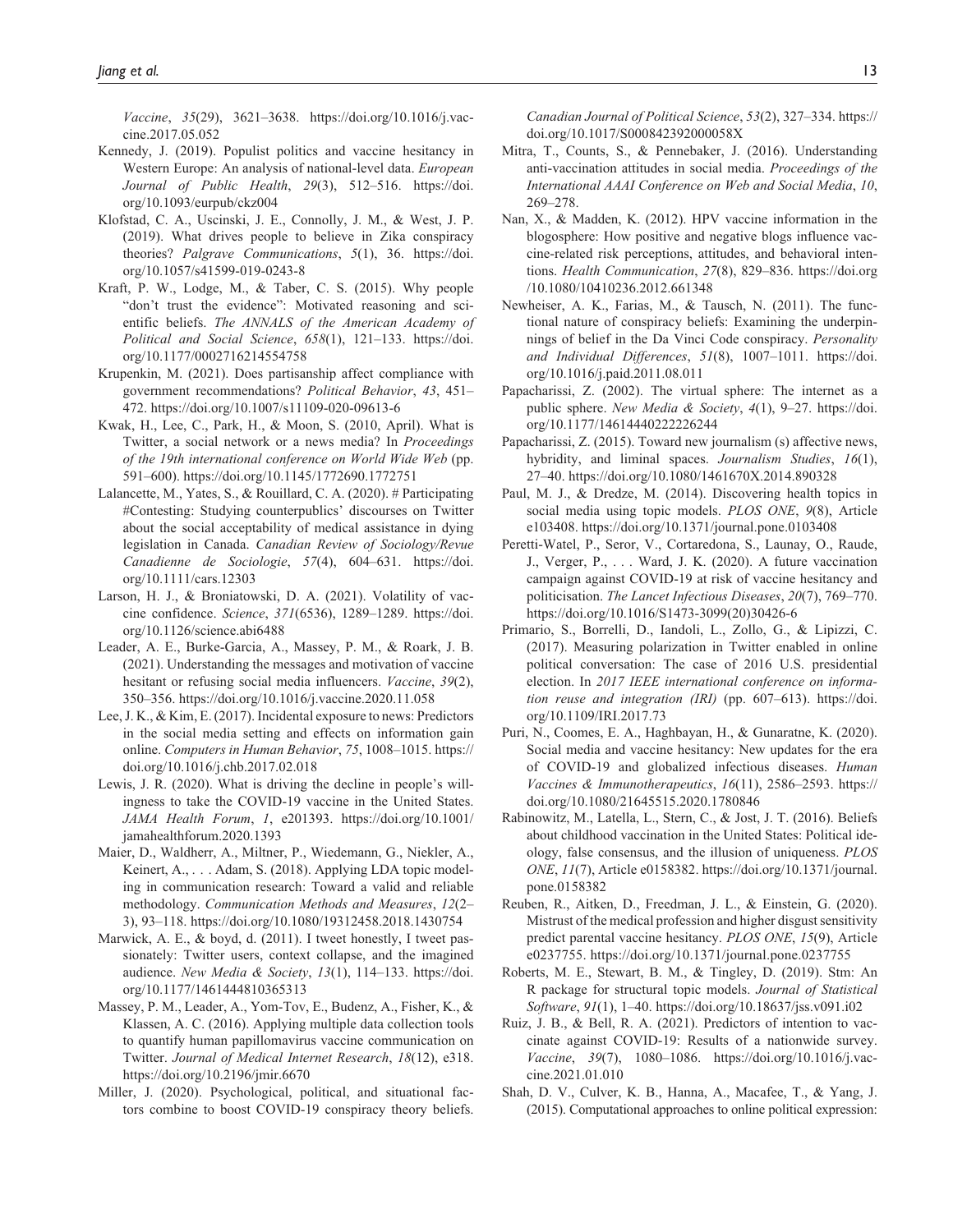*Vaccine*, *35*(29), 3621–3638. https://doi.org/10.1016/j.vaccine.2017.05.052

Kennedy, J. (2019). Populist politics and vaccine hesitancy in Western Europe: An analysis of national-level data. *European Journal of Public Health*, *29*(3), 512–516. https://doi.org/10.1093/eurpub/ckz004

Klofstad, C. A., Uscinski, J. E., Connolly, J. M., & West, J. P. (2019). What drives people to believe in Zika conspiracy theories? *Palgrave Communications*, *5*(1), 36. https://doi.org/10.1057/s41599-019-0243-8

Kraft, P. W., Lodge, M., & Taber, C. S. (2015). Why people "don't trust the evidence": Motivated reasoning and scientific beliefs. *The ANNALS of the American Academy of Political and Social Science*, *658*(1), 121–133. https://doi.org/10.1177/0002716214554758

Krupenkin, M. (2021). Does partisanship affect compliance with government recommendations? *Political Behavior*, *43*, 451–472. https://doi.org/10.1007/s11109-020-09613-6

Kwak, H., Lee, C., Park, H., & Moon, S. (2010, April). What is Twitter, a social network or a news media? In *Proceedings of the 19th international conference on World Wide Web* (pp. 591–600). https://doi.org/10.1145/1772690.1772751

Lalancette, M., Yates, S., & Rouillard, C. A. (2020). # Participating #Contesting: Studying counterpublics' discourses on Twitter about the social acceptability of medical assistance in dying legislation in Canada. *Canadian Review of Sociology/Revue Canadienne de Sociologie*, *57*(4), 604–631. https://doi.org/10.1111/cars.12303

Larson, H. J., & Broniatowski, D. A. (2021). Volatility of vaccine confidence. *Science*, *371*(6536), 1289–1289. https://doi.org/10.1126/science.abi6488

Leader, A. E., Burke-Garcia, A., Massey, P. M., & Roark, J. B. (2021). Understanding the messages and motivation of vaccine hesitant or refusing social media influencers. *Vaccine*, *39*(2), 350–356. https://doi.org/10.1016/j.vaccine.2020.11.058

Lee, J. K., & Kim, E. (2017). Incidental exposure to news: Predictors in the social media setting and effects on information gain online. *Computers in Human Behavior*, *75*, 1008–1015. https://doi.org/10.1016/j.chb.2017.02.018

Lewis, J. R. (2020). What is driving the decline in people's willingness to take the COVID-19 vaccine in the United States. *JAMA Health Forum*, *1*, e201393. https://doi.org/10.1001/jamahealthforum.2020.1393

Maier, D., Waldherr, A., Miltner, P., Wiedemann, G., Niekler, A., Keinert, A., . . . Adam, S. (2018). Applying LDA topic modeling in communication research: Toward a valid and reliable methodology. *Communication Methods and Measures*, *12*(2–3), 93–118. https://doi.org/10.1080/19312458.2018.1430754

Marwick, A. E., & boyd, d. (2011). I tweet honestly, I tweet passionately: Twitter users, context collapse, and the imagined audience. *New Media & Society*, *13*(1), 114–133. https://doi.org/10.1177/1461444810365313

Massey, P. M., Leader, A., Yom-Tov, E., Budenz, A., Fisher, K., & Klassen, A. C. (2016). Applying multiple data collection tools to quantify human papillomavirus vaccine communication on Twitter. *Journal of Medical Internet Research*, *18*(12), e318. https://doi.org/10.2196/jmir.6670

Miller, J. (2020). Psychological, political, and situational factors combine to boost COVID-19 conspiracy theory beliefs. *Canadian Journal of Political Science*, *53*(2), 327–334. https://doi.org/10.1017/S000842392000058X

Mitra, T., Counts, S., & Pennebaker, J. (2016). Understanding anti-vaccination attitudes in social media. *Proceedings of the International AAAI Conference on Web and Social Media*, *10*, 269–278.

Nan, X., & Madden, K. (2012). HPV vaccine information in the blogosphere: How positive and negative blogs influence vaccine-related risk perceptions, attitudes, and behavioral intentions. *Health Communication*, *27*(8), 829–836. https://doi.org/10.1080/10410236.2012.661348

Newheiser, A. K., Farias, M., & Tausch, N. (2011). The functional nature of conspiracy beliefs: Examining the underpinnings of belief in the Da Vinci Code conspiracy. *Personality and Individual Differences*, *51*(8), 1007–1011. https://doi.org/10.1016/j.paid.2011.08.011

Papacharissi, Z. (2002). The virtual sphere: The internet as a public sphere. *New Media & Society*, *4*(1), 9–27. https://doi.org/10.1177/14614440222226244

Papacharissi, Z. (2015). Toward new journalism (s) affective news, hybridity, and liminal spaces. *Journalism Studies*, *16*(1), 27–40. https://doi.org/10.1080/1461670X.2014.890328

Paul, M. J., & Dredze, M. (2014). Discovering health topics in social media using topic models. *PLOS ONE*, *9*(8), Article e103408. https://doi.org/10.1371/journal.pone.0103408

Peretti-Watel, P., Seror, V., Cortaredona, S., Launay, O., Raude, J., Verger, P., . . . Ward, J. K. (2020). A future vaccination campaign against COVID-19 at risk of vaccine hesitancy and politicisation. *The Lancet Infectious Diseases*, *20*(7), 769–770. https://doi.org/10.1016/S1473-3099(20)30426-6

Primario, S., Borrelli, D., Iandoli, L., Zollo, G., & Lipizzi, C. (2017). Measuring polarization in Twitter enabled in online political conversation: The case of 2016 U.S. presidential election. In *2017 IEEE international conference on information reuse and integration (IRI)* (pp. 607–613). https://doi.org/10.1109/IRI.2017.73

Puri, N., Coomes, E. A., Haghbayan, H., & Gunaratne, K. (2020). Social media and vaccine hesitancy: New updates for the era of COVID-19 and globalized infectious diseases. *Human Vaccines & Immunotherapeutics*, *16*(11), 2586–2593. https://doi.org/10.1080/21645515.2020.1780846

Rabinowitz, M., Latella, L., Stern, C., & Jost, J. T. (2016). Beliefs about childhood vaccination in the United States: Political ideology, false consensus, and the illusion of uniqueness. *PLOS ONE*, *11*(7), Article e0158382. https://doi.org/10.1371/journal.pone.0158382

Reuben, R., Aitken, D., Freedman, J. L., & Einstein, G. (2020). Mistrust of the medical profession and higher disgust sensitivity predict parental vaccine hesitancy. *PLOS ONE*, *15*(9), Article e0237755. https://doi.org/10.1371/journal.pone.0237755

Roberts, M. E., Stewart, B. M., & Tingley, D. (2019). Stm: An R package for structural topic models. *Journal of Statistical Software*, *91*(1), 1–40. https://doi.org/10.18637/jss.v091.i02

Ruiz, J. B., & Bell, R. A. (2021). Predictors of intention to vaccinate against COVID-19: Results of a nationwide survey. *Vaccine*, *39*(7), 1080–1086. https://doi.org/10.1016/j.vaccine.2021.01.010

Shah, D. V., Culver, K. B., Hanna, A., Macafee, T., & Yang, J. (2015). Computational approaches to online political expression: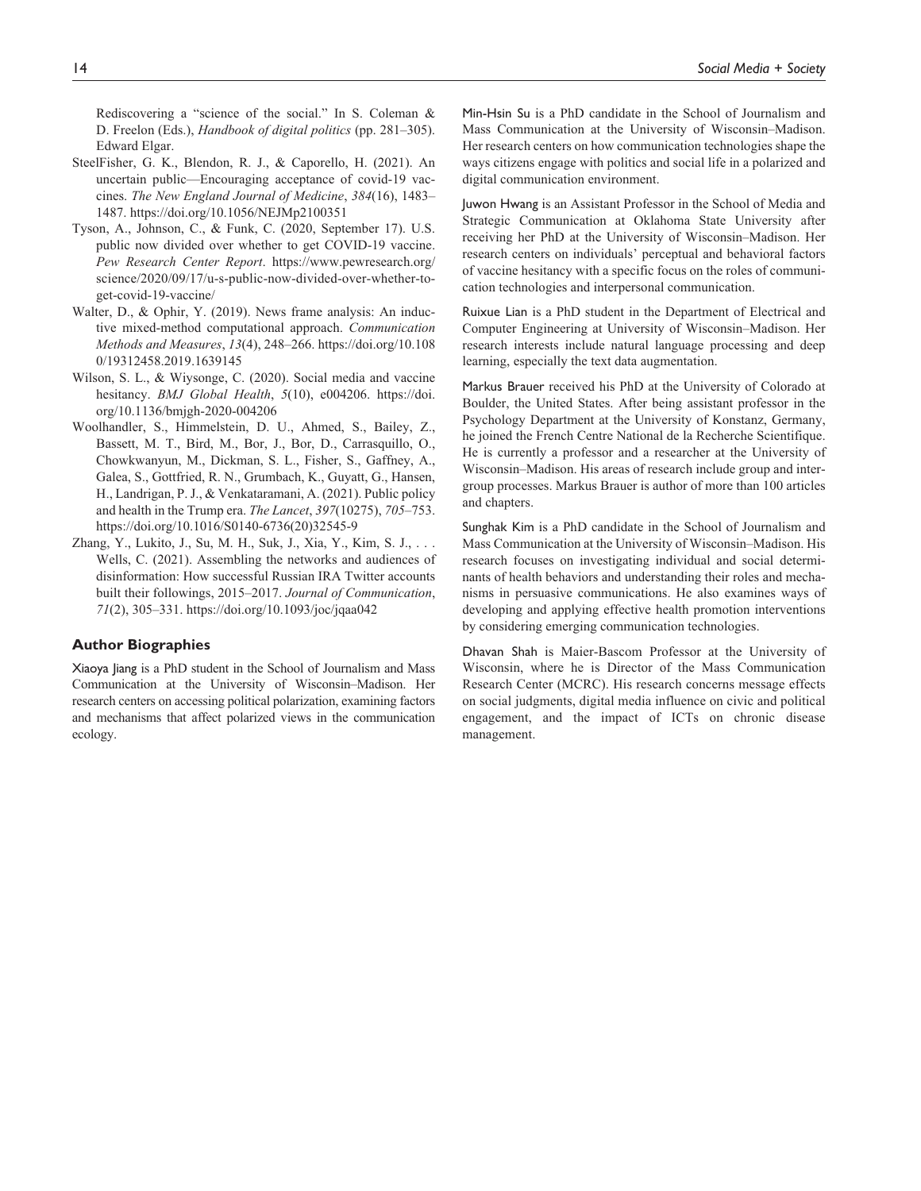Rediscovering a "science of the social." In S. Coleman & D. Freelon (Eds.), *Handbook of digital politics* (pp. 281–305). Edward Elgar.

SteelFisher, G. K., Blendon, R. J., & Caporello, H. (2021). An uncertain public—Encouraging acceptance of covid-19 vaccines. *The New England Journal of Medicine*, *384*(16), 1483–1487. https://doi.org/10.1056/NEJMp2100351

Tyson, A., Johnson, C., & Funk, C. (2020, September 17). U.S. public now divided over whether to get COVID-19 vaccine. *Pew Research Center Report*. https://www.pewresearch.org/science/2020/09/17/u-s-public-now-divided-over-whether-to-get-covid-19-vaccine/

Walter, D., & Ophir, Y. (2019). News frame analysis: An inductive mixed-method computational approach. *Communication Methods and Measures*, *13*(4), 248–266. https://doi.org/10.1080/19312458.2019.1639145

Wilson, S. L., & Wiysonge, C. (2020). Social media and vaccine hesitancy. *BMJ Global Health*, *5*(10), e004206. https://doi.org/10.1136/bmjgh-2020-004206

Woolhandler, S., Himmelstein, D. U., Ahmed, S., Bailey, Z., Bassett, M. T., Bird, M., Bor, J., Bor, D., Carrasquillo, O., Chowkwanyun, M., Dickman, S. L., Fisher, S., Gaffney, A., Galea, S., Gottfried, R. N., Grumbach, K., Guyatt, G., Hansen, H., Landrigan, P. J., & Venkataramani, A. (2021). Public policy and health in the Trump era. *The Lancet*, *397*(10275), *705*–753. https://doi.org/10.1016/S0140-6736(20)32545-9

Zhang, Y., Lukito, J., Su, M. H., Suk, J., Xia, Y., Kim, S. J., . . . Wells, C. (2021). Assembling the networks and audiences of disinformation: How successful Russian IRA Twitter accounts built their followings, 2015–2017. *Journal of Communication*, *71*(2), 305–331. https://doi.org/10.1093/joc/jqaa042

## Author Biographies

Xiaoya Jiang is a PhD student in the School of Journalism and Mass Communication at the University of Wisconsin–Madison. Her research centers on accessing political polarization, examining factors and mechanisms that affect polarized views in the communication ecology.

Min-Hsin Su is a PhD candidate in the School of Journalism and Mass Communication at the University of Wisconsin–Madison. Her research centers on how communication technologies shape the ways citizens engage with politics and social life in a polarized and digital communication environment.

Juwon Hwang is an Assistant Professor in the School of Media and Strategic Communication at Oklahoma State University after receiving her PhD at the University of Wisconsin–Madison. Her research centers on individuals' perceptual and behavioral factors of vaccine hesitancy with a specific focus on the roles of communication technologies and interpersonal communication.

Ruixue Lian is a PhD student in the Department of Electrical and Computer Engineering at University of Wisconsin–Madison. Her research interests include natural language processing and deep learning, especially the text data augmentation.

Markus Brauer received his PhD at the University of Colorado at Boulder, the United States. After being assistant professor in the Psychology Department at the University of Konstanz, Germany, he joined the French Centre National de la Recherche Scientifique. He is currently a professor and a researcher at the University of Wisconsin–Madison. His areas of research include group and intergroup processes. Markus Brauer is author of more than 100 articles and chapters.

Sunghak Kim is a PhD candidate in the School of Journalism and Mass Communication at the University of Wisconsin–Madison. His research focuses on investigating individual and social determinants of health behaviors and understanding their roles and mechanisms in persuasive communications. He also examines ways of developing and applying effective health promotion interventions by considering emerging communication technologies.

Dhavan Shah is Maier-Bascom Professor at the University of Wisconsin, where he is Director of the Mass Communication Research Center (MCRC). His research concerns message effects on social judgments, digital media influence on civic and political engagement, and the impact of ICTs on chronic disease management.